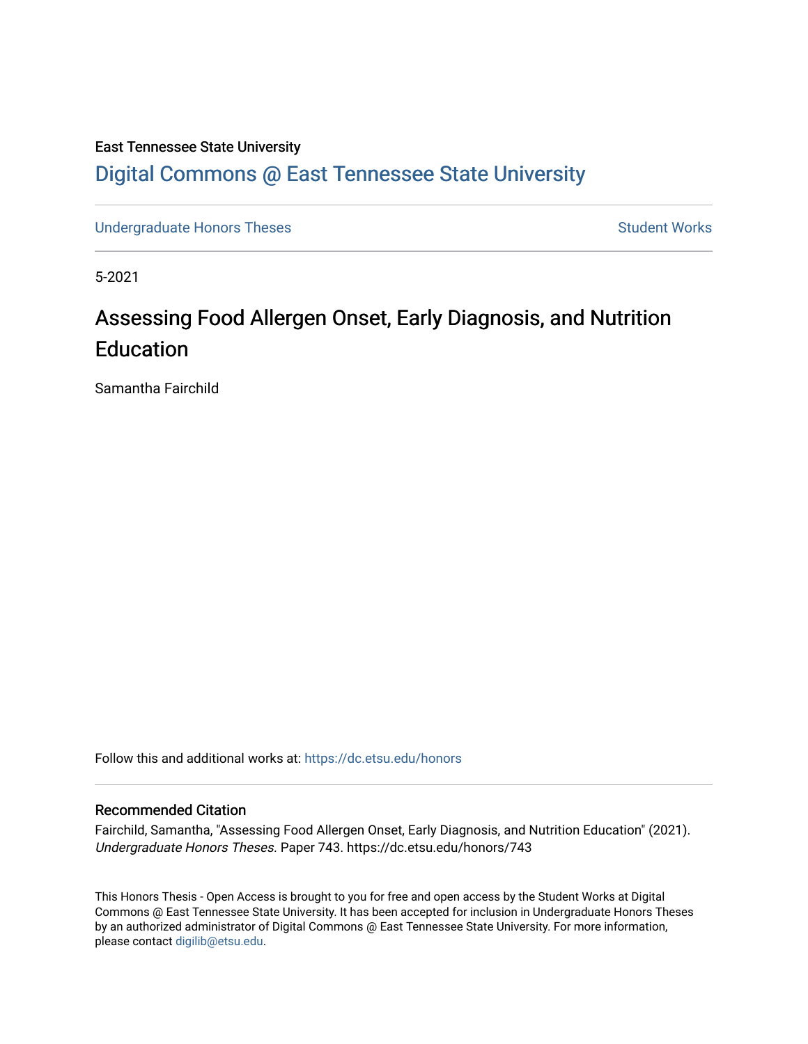East Tennessee State University

# Digital Commons @ East Tennessee State University

Undergraduate Honors Theses | Student Works

5-2021

## Assessing Food Allergen Onset, Early Diagnosis, and Nutrition Education

Samantha Fairchild

Follow this and additional works at: https://dc.etsu.edu/honors

### Recommended Citation

Fairchild, Samantha, "Assessing Food Allergen Onset, Early Diagnosis, and Nutrition Education" (2021). *Undergraduate Honors Theses.* Paper 743. https://dc.etsu.edu/honors/743

This Honors Thesis - Open Access is brought to you for free and open access by the Student Works at Digital Commons @ East Tennessee State University. It has been accepted for inclusion in Undergraduate Honors Theses by an authorized administrator of Digital Commons @ East Tennessee State University. For more information, please contact digilib@etsu.edu.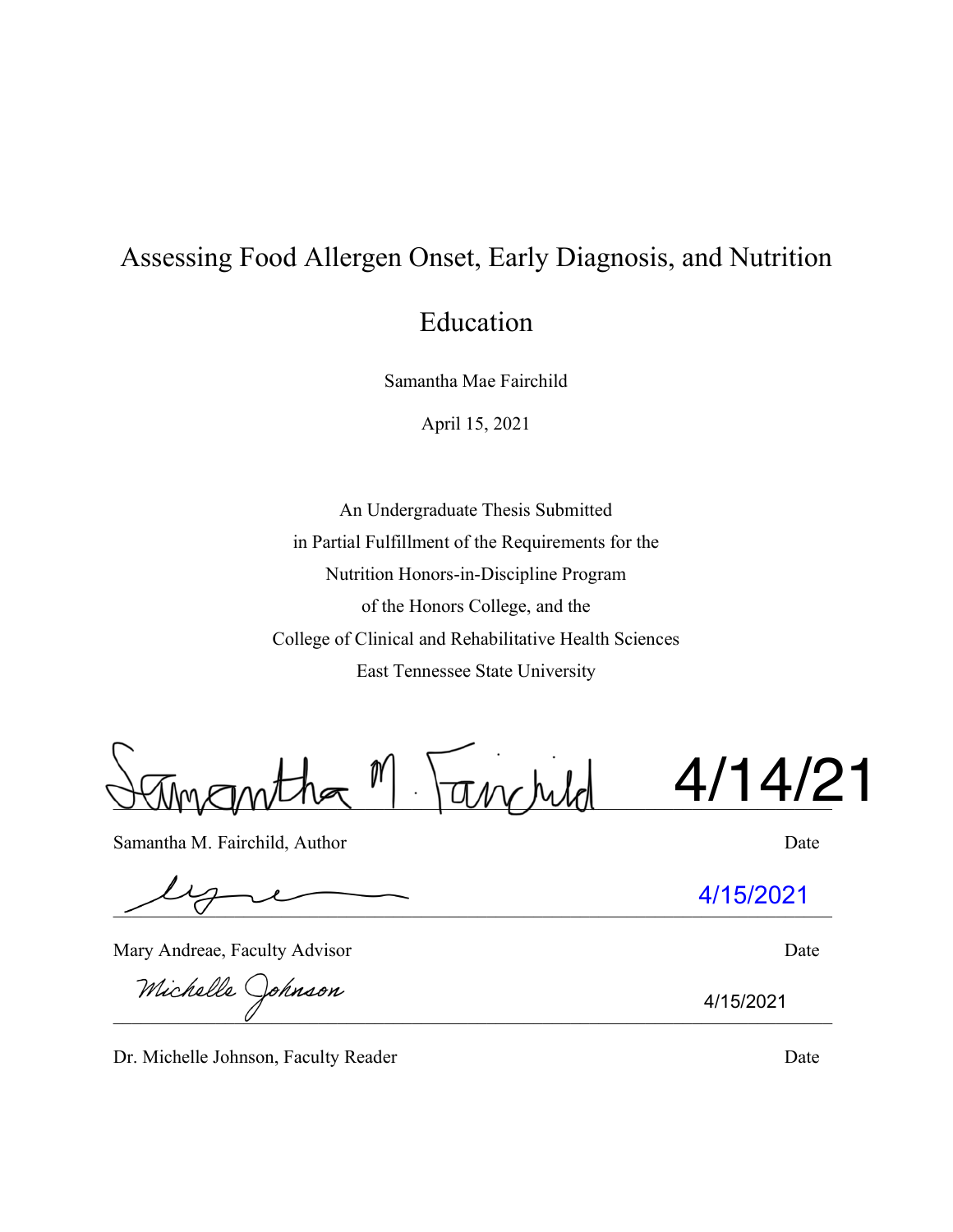# Assessing Food Allergen Onset, Early Diagnosis, and Nutrition Education

Samantha Mae Fairchild

April 15, 2021

An Undergraduate Thesis Submitted
in Partial Fulfillment of the Requirements for the
Nutrition Honors-in-Discipline Program
of the Honors College, and the
College of Clinical and Rehabilitative Health Sciences
East Tennessee State University

Samantha M. Fairchild — 4/14/21

Samantha M. Fairchild, Author — Date

4/15/2021

Mary Andreae, Faculty Advisor — Date

Michelle Johnson — 4/15/2021

Dr. Michelle Johnson, Faculty Reader — Date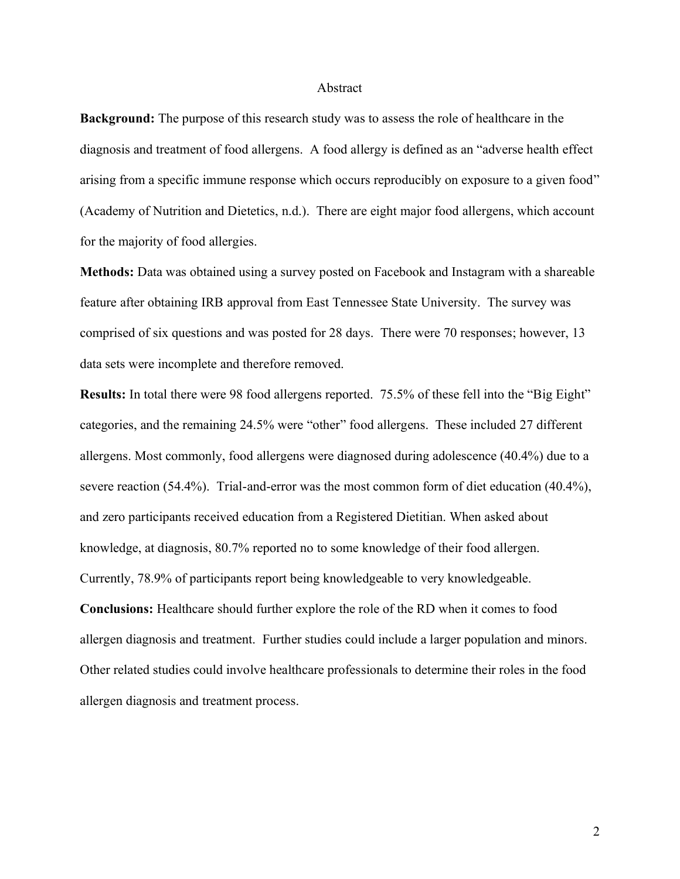# Abstract

**Background:** The purpose of this research study was to assess the role of healthcare in the diagnosis and treatment of food allergens. A food allergy is defined as an "adverse health effect arising from a specific immune response which occurs reproducibly on exposure to a given food" (Academy of Nutrition and Dietetics, n.d.). There are eight major food allergens, which account for the majority of food allergies.

**Methods:** Data was obtained using a survey posted on Facebook and Instagram with a shareable feature after obtaining IRB approval from East Tennessee State University. The survey was comprised of six questions and was posted for 28 days. There were 70 responses; however, 13 data sets were incomplete and therefore removed.

**Results:** In total there were 98 food allergens reported. 75.5% of these fell into the "Big Eight" categories, and the remaining 24.5% were "other" food allergens. These included 27 different allergens. Most commonly, food allergens were diagnosed during adolescence (40.4%) due to a severe reaction (54.4%). Trial-and-error was the most common form of diet education (40.4%), and zero participants received education from a Registered Dietitian. When asked about knowledge, at diagnosis, 80.7% reported no to some knowledge of their food allergen. Currently, 78.9% of participants report being knowledgeable to very knowledgeable.

**Conclusions:** Healthcare should further explore the role of the RD when it comes to food allergen diagnosis and treatment. Further studies could include a larger population and minors. Other related studies could involve healthcare professionals to determine their roles in the food allergen diagnosis and treatment process.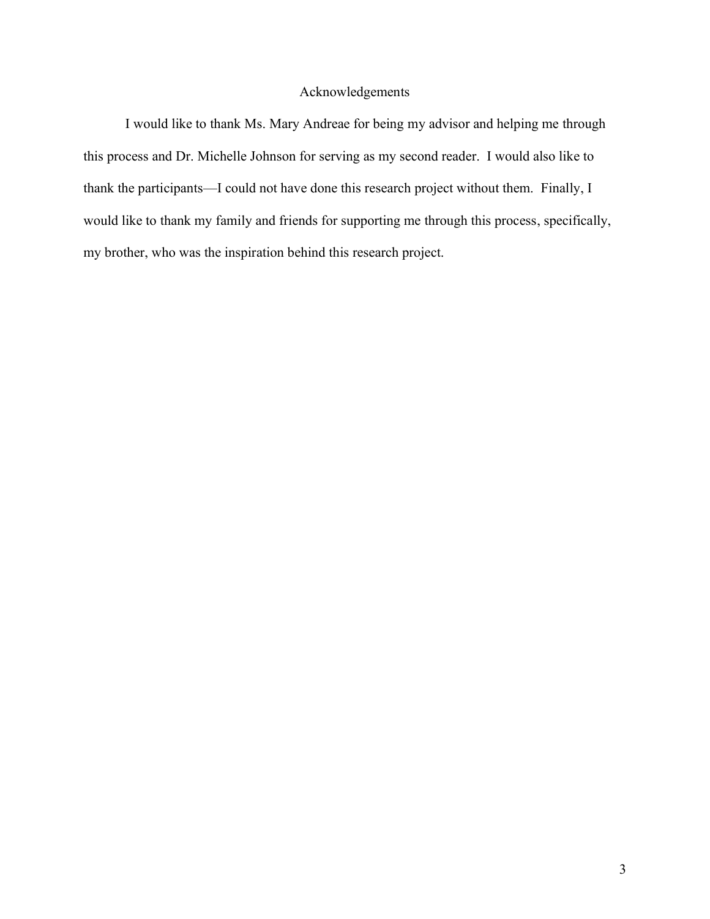# Acknowledgements

I would like to thank Ms. Mary Andreae for being my advisor and helping me through this process and Dr. Michelle Johnson for serving as my second reader. I would also like to thank the participants—I could not have done this research project without them. Finally, I would like to thank my family and friends for supporting me through this process, specifically, my brother, who was the inspiration behind this research project.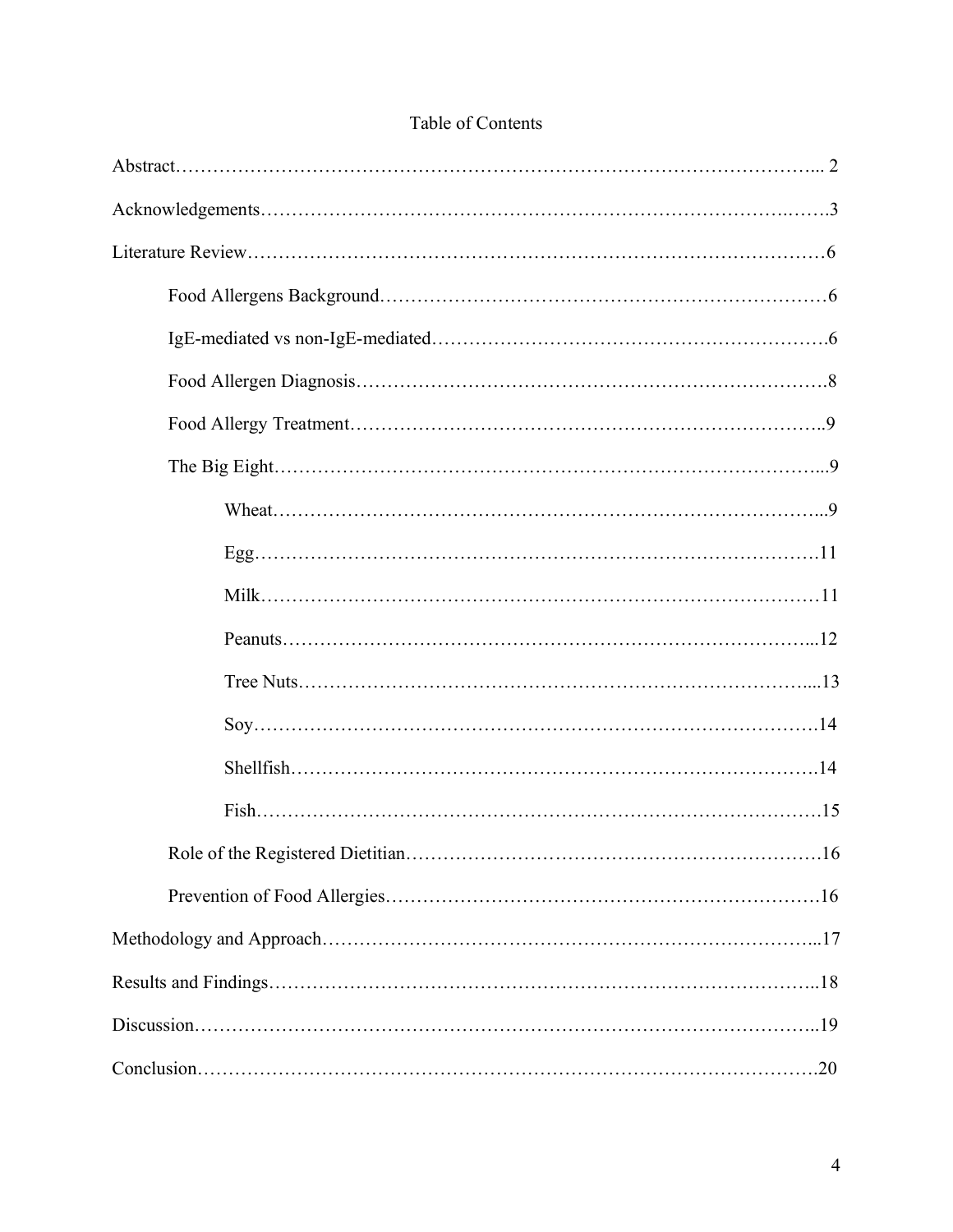# Table of Contents

Abstract………………………………………………………………………………………... 2

Acknowledgements……………………………………………………………………………3

Literature Review………………………………………………………………………………6

- Food Allergens Background……………………………………………………………6
- IgE-mediated vs non-IgE-mediated……………………………………………………6
- Food Allergen Diagnosis………………………………………………………………8
- Food Allergy Treatment…………………………………………………………………9
- The Big Eight……………………………………………………………………………9
  - Wheat……………………………………………………………………………9
  - Egg………………………………………………………………………………11
  - Milk………………………………………………………………………………11
  - Peanuts……………………………………………………………………………12
  - Tree Nuts…………………………………………………………………………13
  - Soy………………………………………………………………………………14
  - Shellfish…………………………………………………………………………14
  - Fish………………………………………………………………………………15
- Role of the Registered Dietitian………………………………………………………16
- Prevention of Food Allergies…………………………………………………………16

Methodology and Approach……………………………………………………………………17

Results and Findings……………………………………………………………………………18

Discussion………………………………………………………………………………………19

Conclusion………………………………………………………………………………………20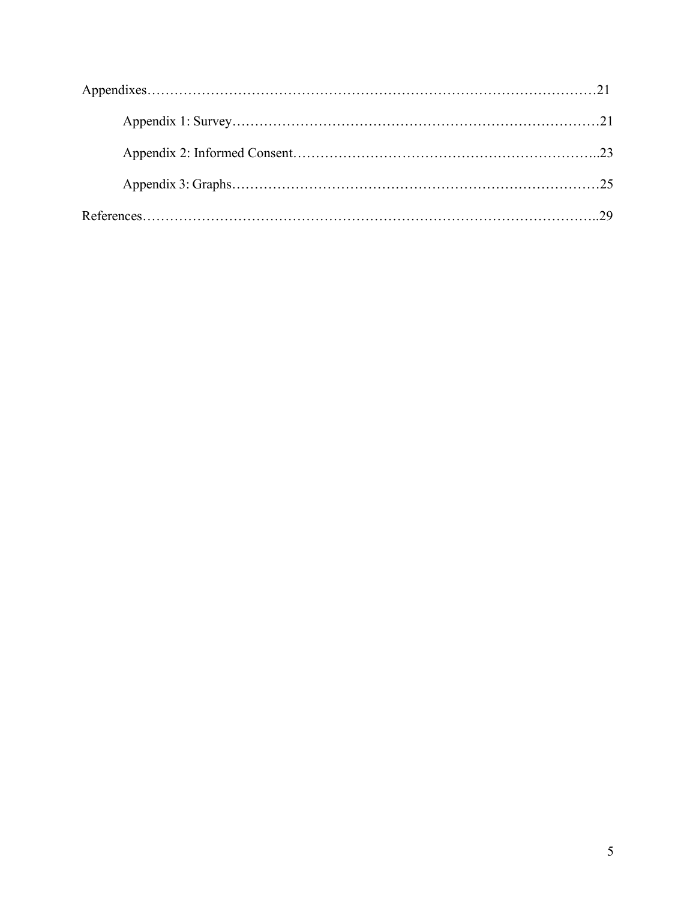Appendixes……………………………………………………………………………………21

Appendix 1: Survey………………………………………………………………………21

Appendix 2: Informed Consent…………………………………………………………..23

Appendix 3: Graphs………………………………………………………………………25

References………………………………………………………………………………..29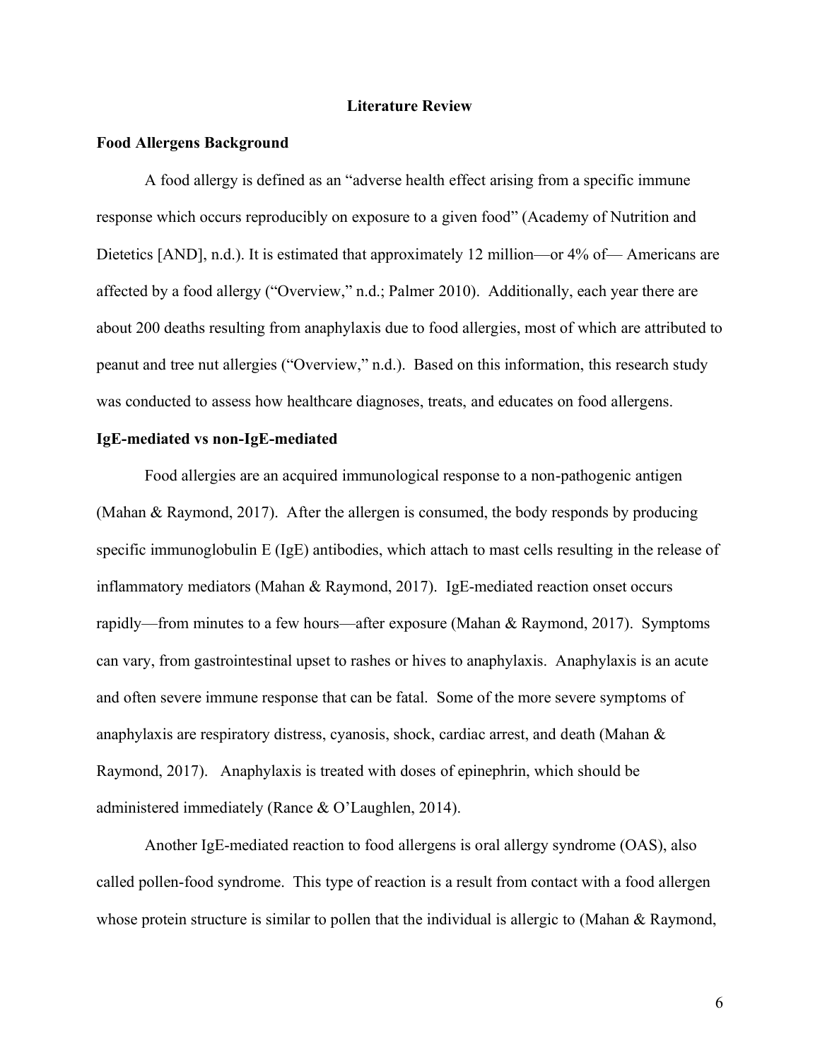## Literature Review

### Food Allergens Background

A food allergy is defined as an "adverse health effect arising from a specific immune response which occurs reproducibly on exposure to a given food" (Academy of Nutrition and Dietetics [AND], n.d.). It is estimated that approximately 12 million—or 4% of— Americans are affected by a food allergy ("Overview," n.d.; Palmer 2010). Additionally, each year there are about 200 deaths resulting from anaphylaxis due to food allergies, most of which are attributed to peanut and tree nut allergies ("Overview," n.d.). Based on this information, this research study was conducted to assess how healthcare diagnoses, treats, and educates on food allergens.

### IgE-mediated vs non-IgE-mediated

Food allergies are an acquired immunological response to a non-pathogenic antigen (Mahan & Raymond, 2017). After the allergen is consumed, the body responds by producing specific immunoglobulin E (IgE) antibodies, which attach to mast cells resulting in the release of inflammatory mediators (Mahan & Raymond, 2017). IgE-mediated reaction onset occurs rapidly—from minutes to a few hours—after exposure (Mahan & Raymond, 2017). Symptoms can vary, from gastrointestinal upset to rashes or hives to anaphylaxis. Anaphylaxis is an acute and often severe immune response that can be fatal. Some of the more severe symptoms of anaphylaxis are respiratory distress, cyanosis, shock, cardiac arrest, and death (Mahan & Raymond, 2017). Anaphylaxis is treated with doses of epinephrin, which should be administered immediately (Rance & O'Laughlen, 2014).

Another IgE-mediated reaction to food allergens is oral allergy syndrome (OAS), also called pollen-food syndrome. This type of reaction is a result from contact with a food allergen whose protein structure is similar to pollen that the individual is allergic to (Mahan & Raymond,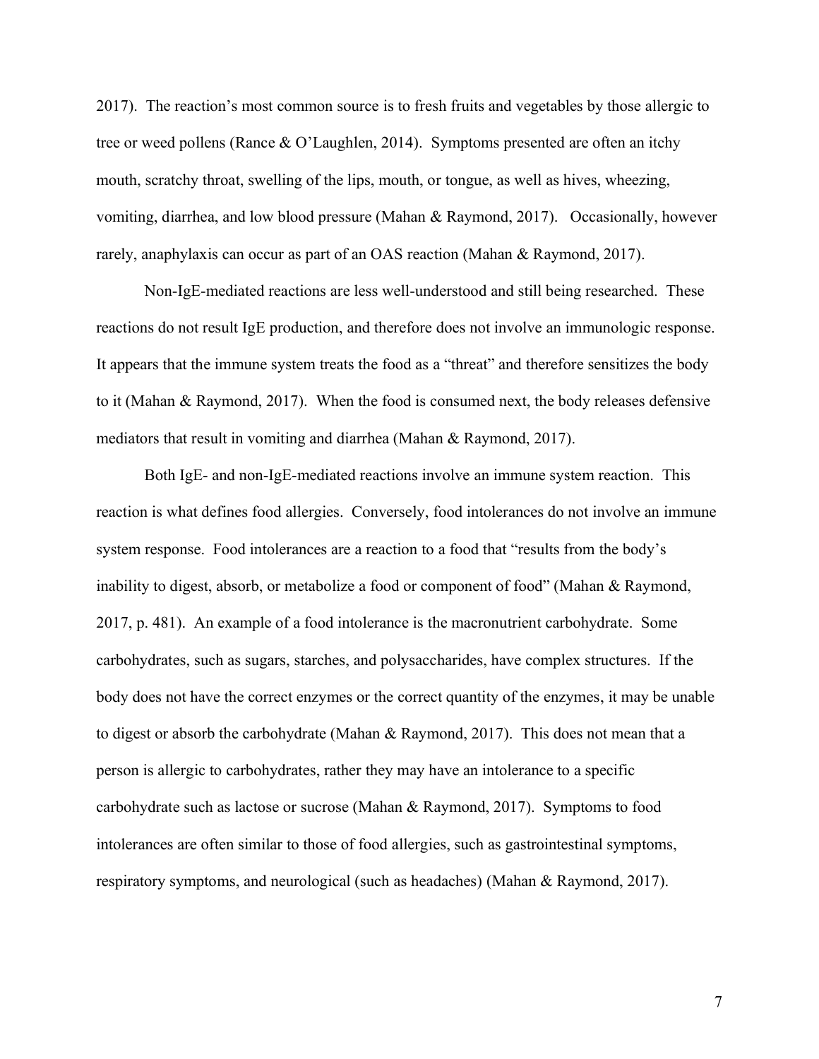2017). The reaction's most common source is to fresh fruits and vegetables by those allergic to tree or weed pollens (Rance & O'Laughlen, 2014). Symptoms presented are often an itchy mouth, scratchy throat, swelling of the lips, mouth, or tongue, as well as hives, wheezing, vomiting, diarrhea, and low blood pressure (Mahan & Raymond, 2017). Occasionally, however rarely, anaphylaxis can occur as part of an OAS reaction (Mahan & Raymond, 2017).

Non-IgE-mediated reactions are less well-understood and still being researched. These reactions do not result IgE production, and therefore does not involve an immunologic response. It appears that the immune system treats the food as a "threat" and therefore sensitizes the body to it (Mahan & Raymond, 2017). When the food is consumed next, the body releases defensive mediators that result in vomiting and diarrhea (Mahan & Raymond, 2017).

Both IgE- and non-IgE-mediated reactions involve an immune system reaction. This reaction is what defines food allergies. Conversely, food intolerances do not involve an immune system response. Food intolerances are a reaction to a food that "results from the body's inability to digest, absorb, or metabolize a food or component of food" (Mahan & Raymond, 2017, p. 481). An example of a food intolerance is the macronutrient carbohydrate. Some carbohydrates, such as sugars, starches, and polysaccharides, have complex structures. If the body does not have the correct enzymes or the correct quantity of the enzymes, it may be unable to digest or absorb the carbohydrate (Mahan & Raymond, 2017). This does not mean that a person is allergic to carbohydrates, rather they may have an intolerance to a specific carbohydrate such as lactose or sucrose (Mahan & Raymond, 2017). Symptoms to food intolerances are often similar to those of food allergies, such as gastrointestinal symptoms, respiratory symptoms, and neurological (such as headaches) (Mahan & Raymond, 2017).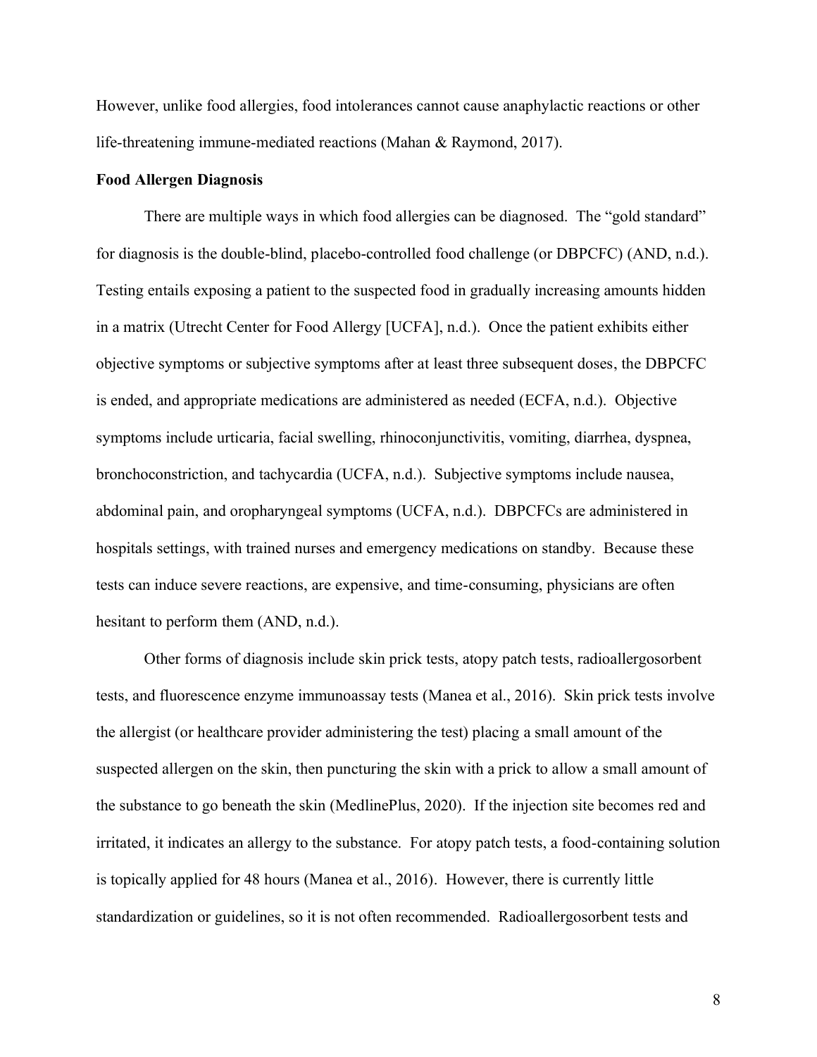However, unlike food allergies, food intolerances cannot cause anaphylactic reactions or other life-threatening immune-mediated reactions (Mahan & Raymond, 2017).

**Food Allergen Diagnosis**

There are multiple ways in which food allergies can be diagnosed. The "gold standard" for diagnosis is the double-blind, placebo-controlled food challenge (or DBPCFC) (AND, n.d.). Testing entails exposing a patient to the suspected food in gradually increasing amounts hidden in a matrix (Utrecht Center for Food Allergy [UCFA], n.d.). Once the patient exhibits either objective symptoms or subjective symptoms after at least three subsequent doses, the DBPCFC is ended, and appropriate medications are administered as needed (ECFA, n.d.). Objective symptoms include urticaria, facial swelling, rhinoconjunctivitis, vomiting, diarrhea, dyspnea, bronchoconstriction, and tachycardia (UCFA, n.d.). Subjective symptoms include nausea, abdominal pain, and oropharyngeal symptoms (UCFA, n.d.). DBPCFCs are administered in hospitals settings, with trained nurses and emergency medications on standby. Because these tests can induce severe reactions, are expensive, and time-consuming, physicians are often hesitant to perform them (AND, n.d.).

Other forms of diagnosis include skin prick tests, atopy patch tests, radioallergosorbent tests, and fluorescence enzyme immunoassay tests (Manea et al., 2016). Skin prick tests involve the allergist (or healthcare provider administering the test) placing a small amount of the suspected allergen on the skin, then puncturing the skin with a prick to allow a small amount of the substance to go beneath the skin (MedlinePlus, 2020). If the injection site becomes red and irritated, it indicates an allergy to the substance. For atopy patch tests, a food-containing solution is topically applied for 48 hours (Manea et al., 2016). However, there is currently little standardization or guidelines, so it is not often recommended. Radioallergosorbent tests and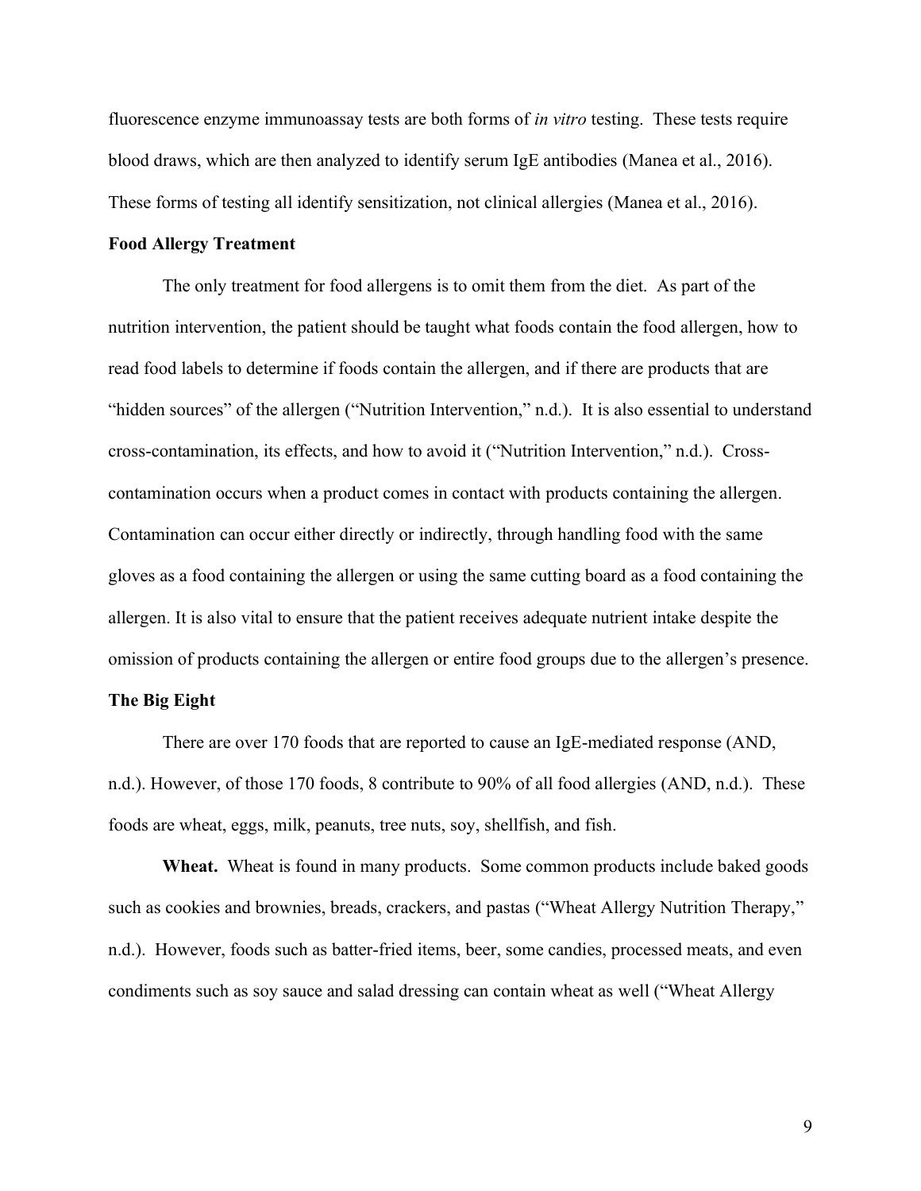fluorescence enzyme immunoassay tests are both forms of *in vitro* testing. These tests require blood draws, which are then analyzed to identify serum IgE antibodies (Manea et al., 2016). These forms of testing all identify sensitization, not clinical allergies (Manea et al., 2016).

**Food Allergy Treatment**

The only treatment for food allergens is to omit them from the diet. As part of the nutrition intervention, the patient should be taught what foods contain the food allergen, how to read food labels to determine if foods contain the allergen, and if there are products that are "hidden sources" of the allergen ("Nutrition Intervention," n.d.). It is also essential to understand cross-contamination, its effects, and how to avoid it ("Nutrition Intervention," n.d.). Cross-contamination occurs when a product comes in contact with products containing the allergen. Contamination can occur either directly or indirectly, through handling food with the same gloves as a food containing the allergen or using the same cutting board as a food containing the allergen. It is also vital to ensure that the patient receives adequate nutrient intake despite the omission of products containing the allergen or entire food groups due to the allergen's presence.

**The Big Eight**

There are over 170 foods that are reported to cause an IgE-mediated response (AND, n.d.). However, of those 170 foods, 8 contribute to 90% of all food allergies (AND, n.d.). These foods are wheat, eggs, milk, peanuts, tree nuts, soy, shellfish, and fish.

**Wheat.** Wheat is found in many products. Some common products include baked goods such as cookies and brownies, breads, crackers, and pastas ("Wheat Allergy Nutrition Therapy," n.d.). However, foods such as batter-fried items, beer, some candies, processed meats, and even condiments such as soy sauce and salad dressing can contain wheat as well ("Wheat Allergy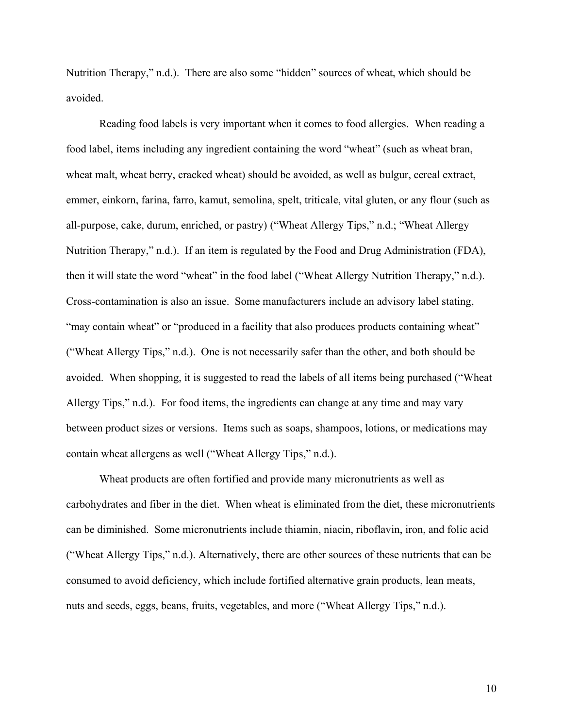Nutrition Therapy," n.d.). There are also some "hidden" sources of wheat, which should be avoided.

Reading food labels is very important when it comes to food allergies. When reading a food label, items including any ingredient containing the word "wheat" (such as wheat bran, wheat malt, wheat berry, cracked wheat) should be avoided, as well as bulgur, cereal extract, emmer, einkorn, farina, farro, kamut, semolina, spelt, triticale, vital gluten, or any flour (such as all-purpose, cake, durum, enriched, or pastry) ("Wheat Allergy Tips," n.d.; "Wheat Allergy Nutrition Therapy," n.d.). If an item is regulated by the Food and Drug Administration (FDA), then it will state the word "wheat" in the food label ("Wheat Allergy Nutrition Therapy," n.d.). Cross-contamination is also an issue. Some manufacturers include an advisory label stating, "may contain wheat" or "produced in a facility that also produces products containing wheat" ("Wheat Allergy Tips," n.d.). One is not necessarily safer than the other, and both should be avoided. When shopping, it is suggested to read the labels of all items being purchased ("Wheat Allergy Tips," n.d.). For food items, the ingredients can change at any time and may vary between product sizes or versions. Items such as soaps, shampoos, lotions, or medications may contain wheat allergens as well ("Wheat Allergy Tips," n.d.).

Wheat products are often fortified and provide many micronutrients as well as carbohydrates and fiber in the diet. When wheat is eliminated from the diet, these micronutrients can be diminished. Some micronutrients include thiamin, niacin, riboflavin, iron, and folic acid ("Wheat Allergy Tips," n.d.). Alternatively, there are other sources of these nutrients that can be consumed to avoid deficiency, which include fortified alternative grain products, lean meats, nuts and seeds, eggs, beans, fruits, vegetables, and more ("Wheat Allergy Tips," n.d.).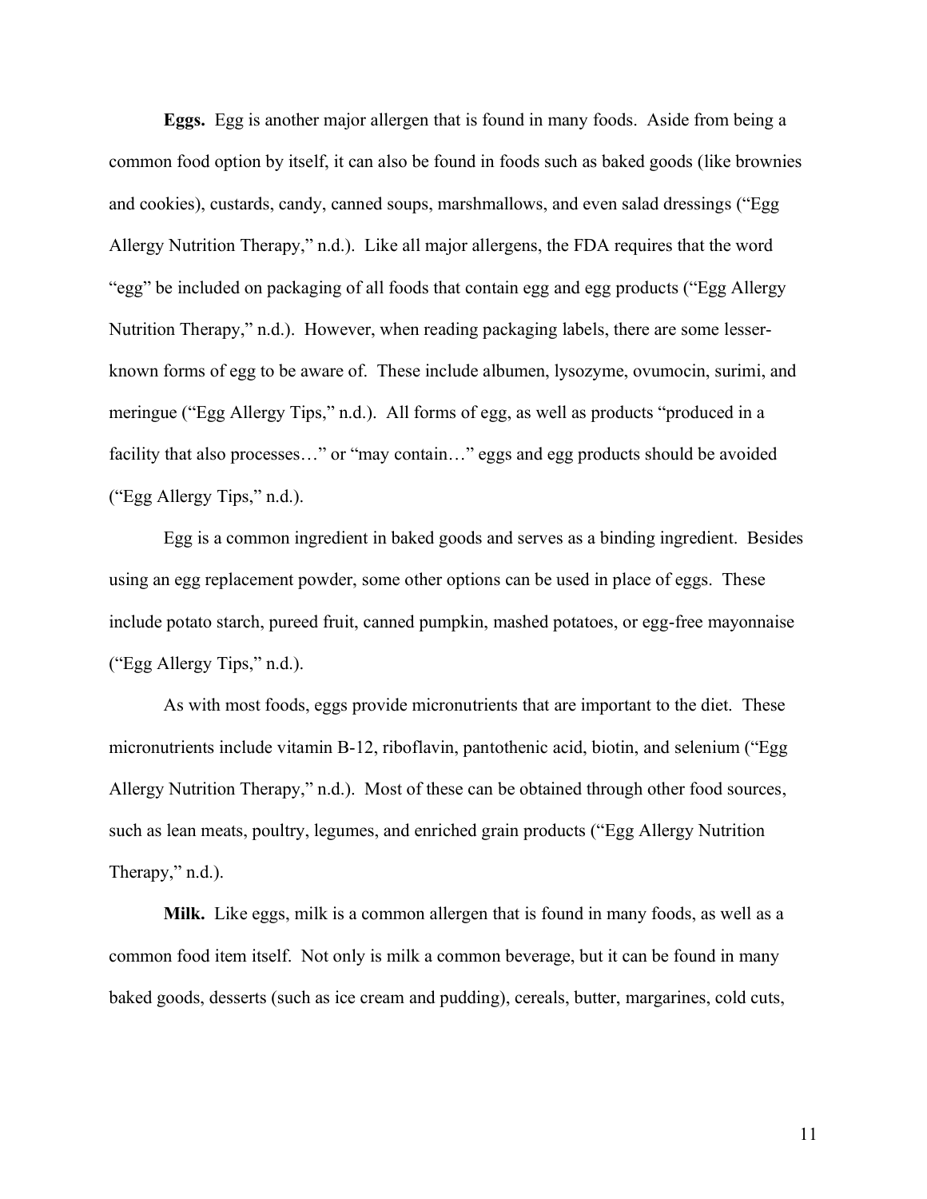**Eggs.** Egg is another major allergen that is found in many foods. Aside from being a common food option by itself, it can also be found in foods such as baked goods (like brownies and cookies), custards, candy, canned soups, marshmallows, and even salad dressings ("Egg Allergy Nutrition Therapy," n.d.). Like all major allergens, the FDA requires that the word "egg" be included on packaging of all foods that contain egg and egg products ("Egg Allergy Nutrition Therapy," n.d.). However, when reading packaging labels, there are some lesser-known forms of egg to be aware of. These include albumen, lysozyme, ovumocin, surimi, and meringue ("Egg Allergy Tips," n.d.). All forms of egg, as well as products "produced in a facility that also processes…" or "may contain…" eggs and egg products should be avoided ("Egg Allergy Tips," n.d.).

Egg is a common ingredient in baked goods and serves as a binding ingredient. Besides using an egg replacement powder, some other options can be used in place of eggs. These include potato starch, pureed fruit, canned pumpkin, mashed potatoes, or egg-free mayonnaise ("Egg Allergy Tips," n.d.).

As with most foods, eggs provide micronutrients that are important to the diet. These micronutrients include vitamin B-12, riboflavin, pantothenic acid, biotin, and selenium ("Egg Allergy Nutrition Therapy," n.d.). Most of these can be obtained through other food sources, such as lean meats, poultry, legumes, and enriched grain products ("Egg Allergy Nutrition Therapy," n.d.).

**Milk.** Like eggs, milk is a common allergen that is found in many foods, as well as a common food item itself. Not only is milk a common beverage, but it can be found in many baked goods, desserts (such as ice cream and pudding), cereals, butter, margarines, cold cuts,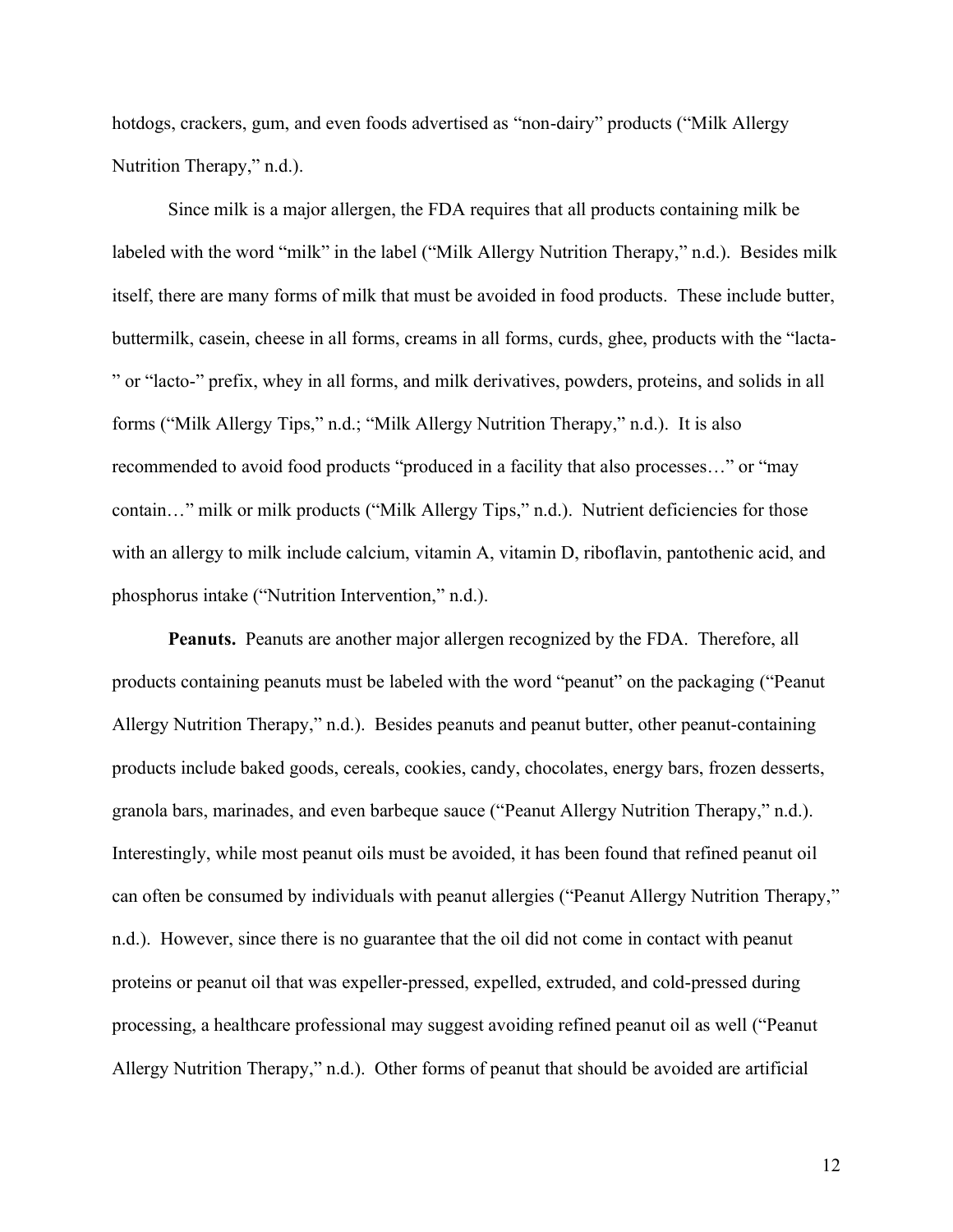hotdogs, crackers, gum, and even foods advertised as "non-dairy" products ("Milk Allergy Nutrition Therapy," n.d.).

Since milk is a major allergen, the FDA requires that all products containing milk be labeled with the word "milk" in the label ("Milk Allergy Nutrition Therapy," n.d.). Besides milk itself, there are many forms of milk that must be avoided in food products. These include butter, buttermilk, casein, cheese in all forms, creams in all forms, curds, ghee, products with the "lacta-" or "lacto-" prefix, whey in all forms, and milk derivatives, powders, proteins, and solids in all forms ("Milk Allergy Tips," n.d.; "Milk Allergy Nutrition Therapy," n.d.). It is also recommended to avoid food products "produced in a facility that also processes…" or "may contain…" milk or milk products ("Milk Allergy Tips," n.d.). Nutrient deficiencies for those with an allergy to milk include calcium, vitamin A, vitamin D, riboflavin, pantothenic acid, and phosphorus intake ("Nutrition Intervention," n.d.).

**Peanuts.** Peanuts are another major allergen recognized by the FDA. Therefore, all products containing peanuts must be labeled with the word "peanut" on the packaging ("Peanut Allergy Nutrition Therapy," n.d.). Besides peanuts and peanut butter, other peanut-containing products include baked goods, cereals, cookies, candy, chocolates, energy bars, frozen desserts, granola bars, marinades, and even barbeque sauce ("Peanut Allergy Nutrition Therapy," n.d.). Interestingly, while most peanut oils must be avoided, it has been found that refined peanut oil can often be consumed by individuals with peanut allergies ("Peanut Allergy Nutrition Therapy," n.d.). However, since there is no guarantee that the oil did not come in contact with peanut proteins or peanut oil that was expeller-pressed, expelled, extruded, and cold-pressed during processing, a healthcare professional may suggest avoiding refined peanut oil as well ("Peanut Allergy Nutrition Therapy," n.d.). Other forms of peanut that should be avoided are artificial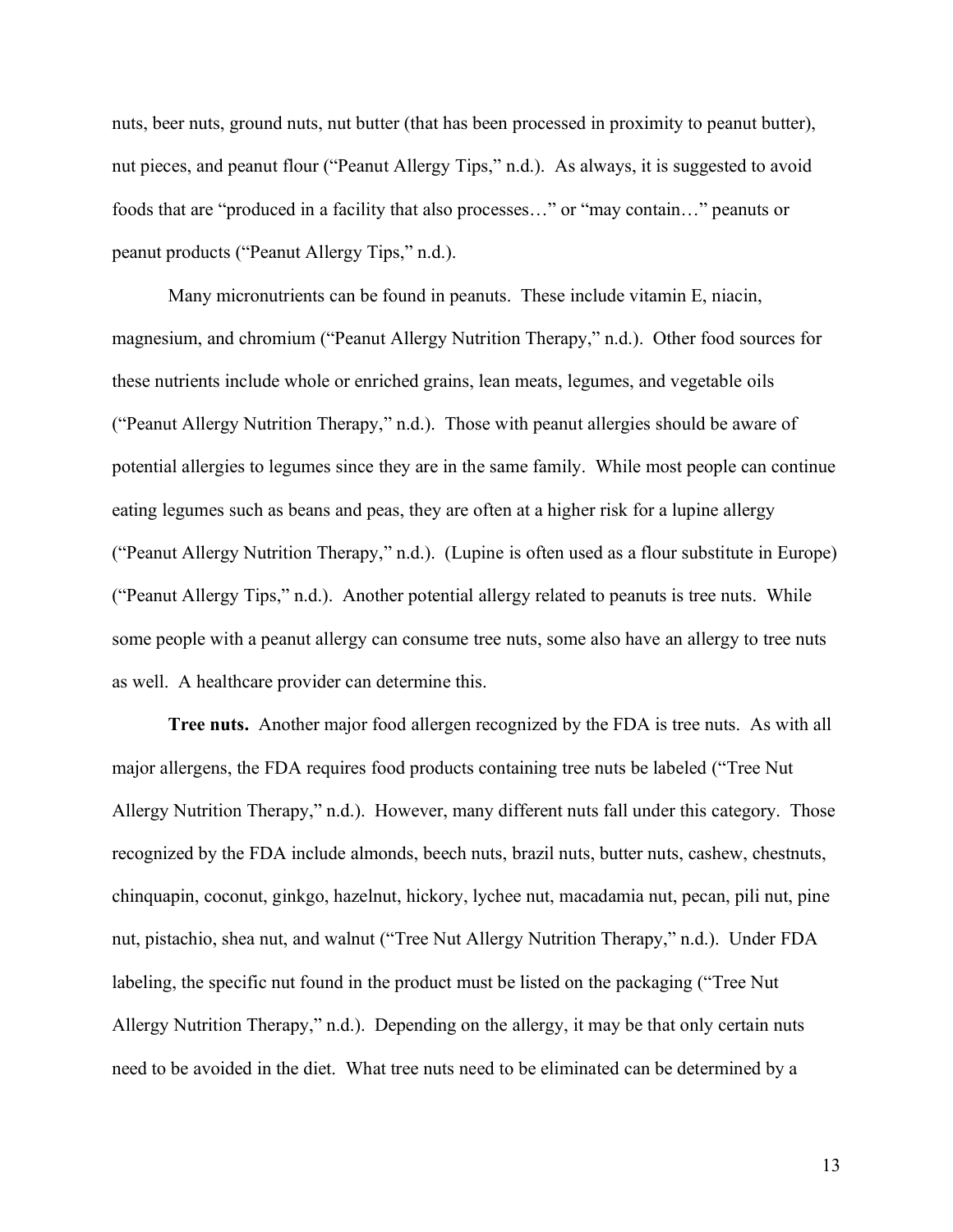nuts, beer nuts, ground nuts, nut butter (that has been processed in proximity to peanut butter), nut pieces, and peanut flour ("Peanut Allergy Tips," n.d.). As always, it is suggested to avoid foods that are "produced in a facility that also processes…" or "may contain…" peanuts or peanut products ("Peanut Allergy Tips," n.d.).

Many micronutrients can be found in peanuts. These include vitamin E, niacin, magnesium, and chromium ("Peanut Allergy Nutrition Therapy," n.d.). Other food sources for these nutrients include whole or enriched grains, lean meats, legumes, and vegetable oils ("Peanut Allergy Nutrition Therapy," n.d.). Those with peanut allergies should be aware of potential allergies to legumes since they are in the same family. While most people can continue eating legumes such as beans and peas, they are often at a higher risk for a lupine allergy ("Peanut Allergy Nutrition Therapy," n.d.). (Lupine is often used as a flour substitute in Europe) ("Peanut Allergy Tips," n.d.). Another potential allergy related to peanuts is tree nuts. While some people with a peanut allergy can consume tree nuts, some also have an allergy to tree nuts as well. A healthcare provider can determine this.

**Tree nuts.** Another major food allergen recognized by the FDA is tree nuts. As with all major allergens, the FDA requires food products containing tree nuts be labeled ("Tree Nut Allergy Nutrition Therapy," n.d.). However, many different nuts fall under this category. Those recognized by the FDA include almonds, beech nuts, brazil nuts, butter nuts, cashew, chestnuts, chinquapin, coconut, ginkgo, hazelnut, hickory, lychee nut, macadamia nut, pecan, pili nut, pine nut, pistachio, shea nut, and walnut ("Tree Nut Allergy Nutrition Therapy," n.d.). Under FDA labeling, the specific nut found in the product must be listed on the packaging ("Tree Nut Allergy Nutrition Therapy," n.d.). Depending on the allergy, it may be that only certain nuts need to be avoided in the diet. What tree nuts need to be eliminated can be determined by a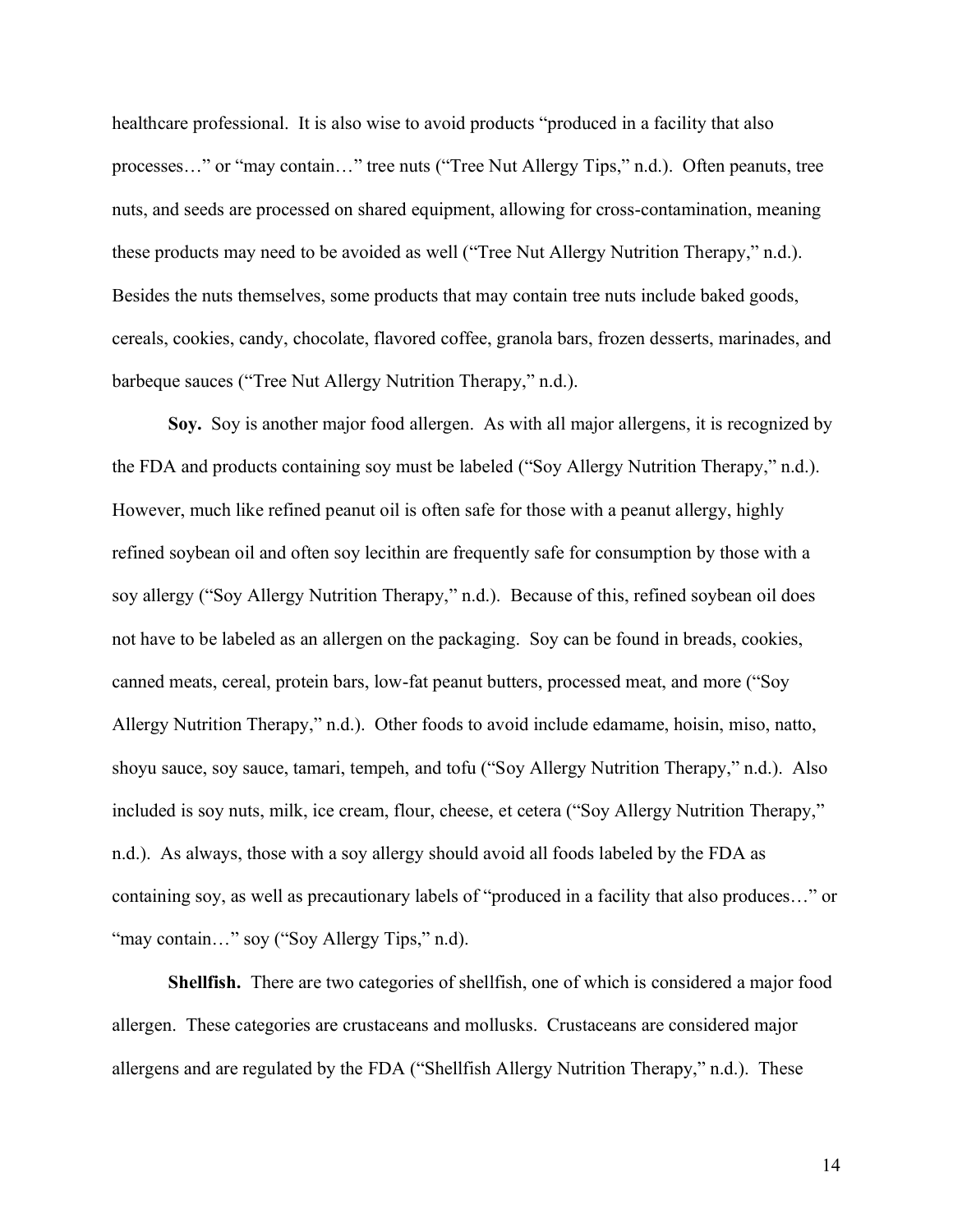healthcare professional. It is also wise to avoid products "produced in a facility that also processes…" or "may contain…" tree nuts ("Tree Nut Allergy Tips," n.d.). Often peanuts, tree nuts, and seeds are processed on shared equipment, allowing for cross-contamination, meaning these products may need to be avoided as well ("Tree Nut Allergy Nutrition Therapy," n.d.). Besides the nuts themselves, some products that may contain tree nuts include baked goods, cereals, cookies, candy, chocolate, flavored coffee, granola bars, frozen desserts, marinades, and barbeque sauces ("Tree Nut Allergy Nutrition Therapy," n.d.).

**Soy.** Soy is another major food allergen. As with all major allergens, it is recognized by the FDA and products containing soy must be labeled ("Soy Allergy Nutrition Therapy," n.d.). However, much like refined peanut oil is often safe for those with a peanut allergy, highly refined soybean oil and often soy lecithin are frequently safe for consumption by those with a soy allergy ("Soy Allergy Nutrition Therapy," n.d.). Because of this, refined soybean oil does not have to be labeled as an allergen on the packaging. Soy can be found in breads, cookies, canned meats, cereal, protein bars, low-fat peanut butters, processed meat, and more ("Soy Allergy Nutrition Therapy," n.d.). Other foods to avoid include edamame, hoisin, miso, natto, shoyu sauce, soy sauce, tamari, tempeh, and tofu ("Soy Allergy Nutrition Therapy," n.d.). Also included is soy nuts, milk, ice cream, flour, cheese, et cetera ("Soy Allergy Nutrition Therapy," n.d.). As always, those with a soy allergy should avoid all foods labeled by the FDA as containing soy, as well as precautionary labels of "produced in a facility that also produces…" or "may contain…" soy ("Soy Allergy Tips," n.d).

**Shellfish.** There are two categories of shellfish, one of which is considered a major food allergen. These categories are crustaceans and mollusks. Crustaceans are considered major allergens and are regulated by the FDA ("Shellfish Allergy Nutrition Therapy," n.d.). These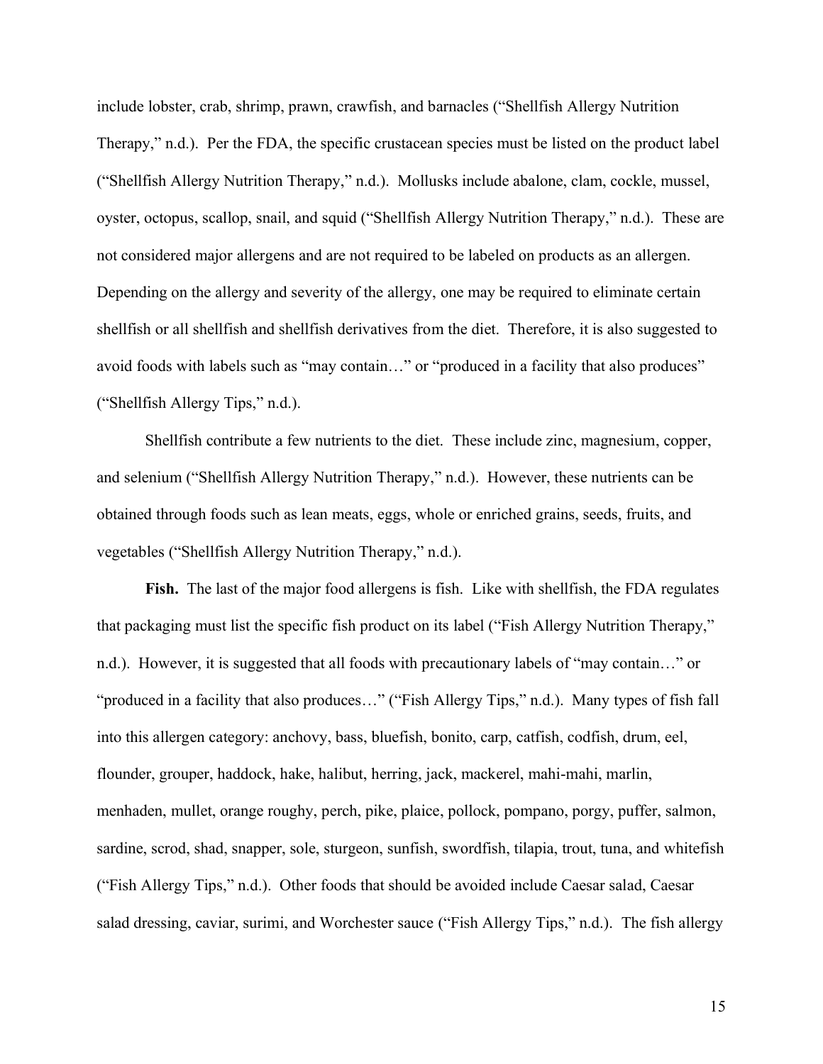include lobster, crab, shrimp, prawn, crawfish, and barnacles ("Shellfish Allergy Nutrition Therapy," n.d.). Per the FDA, the specific crustacean species must be listed on the product label ("Shellfish Allergy Nutrition Therapy," n.d.). Mollusks include abalone, clam, cockle, mussel, oyster, octopus, scallop, snail, and squid ("Shellfish Allergy Nutrition Therapy," n.d.). These are not considered major allergens and are not required to be labeled on products as an allergen. Depending on the allergy and severity of the allergy, one may be required to eliminate certain shellfish or all shellfish and shellfish derivatives from the diet. Therefore, it is also suggested to avoid foods with labels such as "may contain…" or "produced in a facility that also produces" ("Shellfish Allergy Tips," n.d.).

Shellfish contribute a few nutrients to the diet. These include zinc, magnesium, copper, and selenium ("Shellfish Allergy Nutrition Therapy," n.d.). However, these nutrients can be obtained through foods such as lean meats, eggs, whole or enriched grains, seeds, fruits, and vegetables ("Shellfish Allergy Nutrition Therapy," n.d.).

**Fish.** The last of the major food allergens is fish. Like with shellfish, the FDA regulates that packaging must list the specific fish product on its label ("Fish Allergy Nutrition Therapy," n.d.). However, it is suggested that all foods with precautionary labels of "may contain…" or "produced in a facility that also produces…" ("Fish Allergy Tips," n.d.). Many types of fish fall into this allergen category: anchovy, bass, bluefish, bonito, carp, catfish, codfish, drum, eel, flounder, grouper, haddock, hake, halibut, herring, jack, mackerel, mahi-mahi, marlin, menhaden, mullet, orange roughy, perch, pike, plaice, pollock, pompano, porgy, puffer, salmon, sardine, scrod, shad, snapper, sole, sturgeon, sunfish, swordfish, tilapia, trout, tuna, and whitefish ("Fish Allergy Tips," n.d.). Other foods that should be avoided include Caesar salad, Caesar salad dressing, caviar, surimi, and Worchester sauce ("Fish Allergy Tips," n.d.). The fish allergy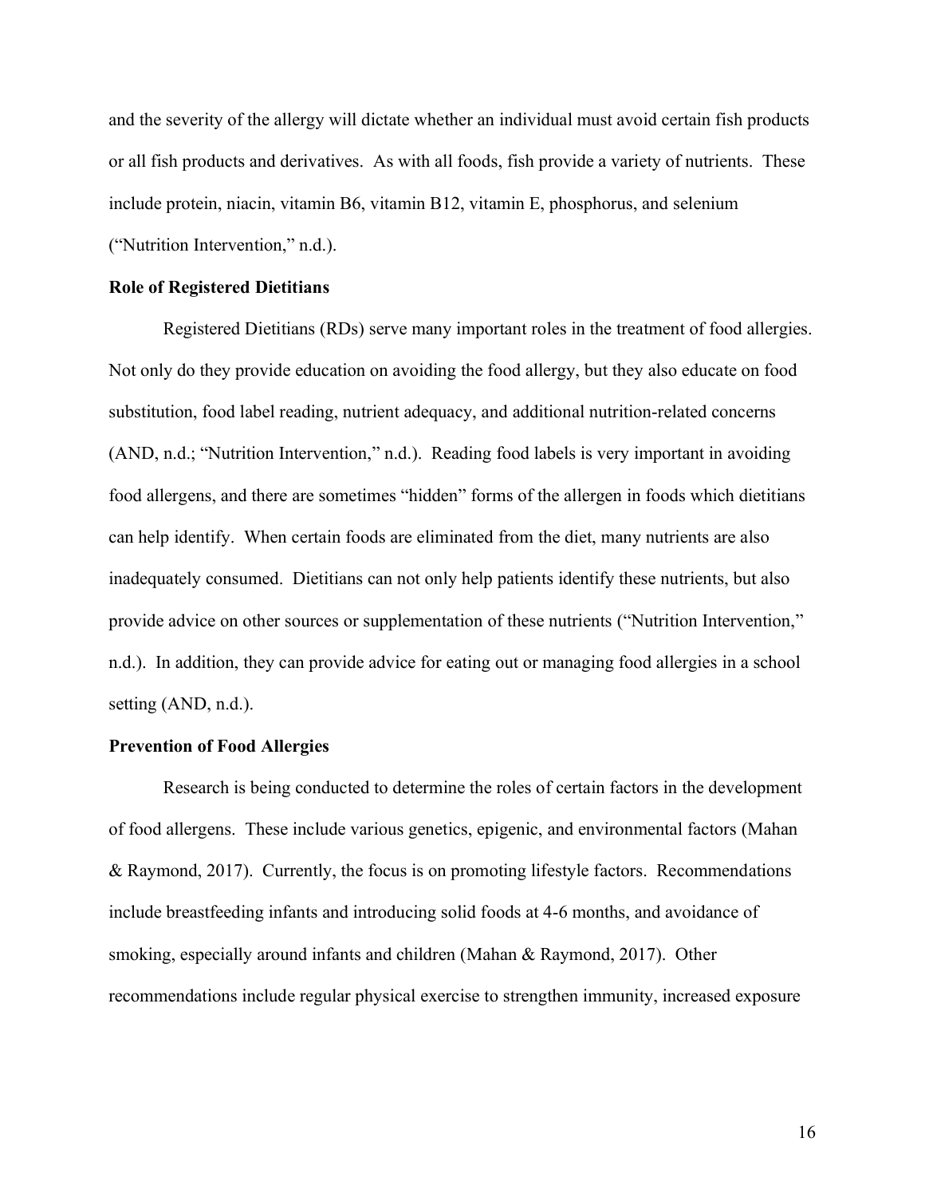and the severity of the allergy will dictate whether an individual must avoid certain fish products or all fish products and derivatives. As with all foods, fish provide a variety of nutrients. These include protein, niacin, vitamin B6, vitamin B12, vitamin E, phosphorus, and selenium ("Nutrition Intervention," n.d.).

**Role of Registered Dietitians**

Registered Dietitians (RDs) serve many important roles in the treatment of food allergies. Not only do they provide education on avoiding the food allergy, but they also educate on food substitution, food label reading, nutrient adequacy, and additional nutrition-related concerns (AND, n.d.; "Nutrition Intervention," n.d.). Reading food labels is very important in avoiding food allergens, and there are sometimes "hidden" forms of the allergen in foods which dietitians can help identify. When certain foods are eliminated from the diet, many nutrients are also inadequately consumed. Dietitians can not only help patients identify these nutrients, but also provide advice on other sources or supplementation of these nutrients ("Nutrition Intervention," n.d.). In addition, they can provide advice for eating out or managing food allergies in a school setting (AND, n.d.).

**Prevention of Food Allergies**

Research is being conducted to determine the roles of certain factors in the development of food allergens. These include various genetics, epigenic, and environmental factors (Mahan & Raymond, 2017). Currently, the focus is on promoting lifestyle factors. Recommendations include breastfeeding infants and introducing solid foods at 4-6 months, and avoidance of smoking, especially around infants and children (Mahan & Raymond, 2017). Other recommendations include regular physical exercise to strengthen immunity, increased exposure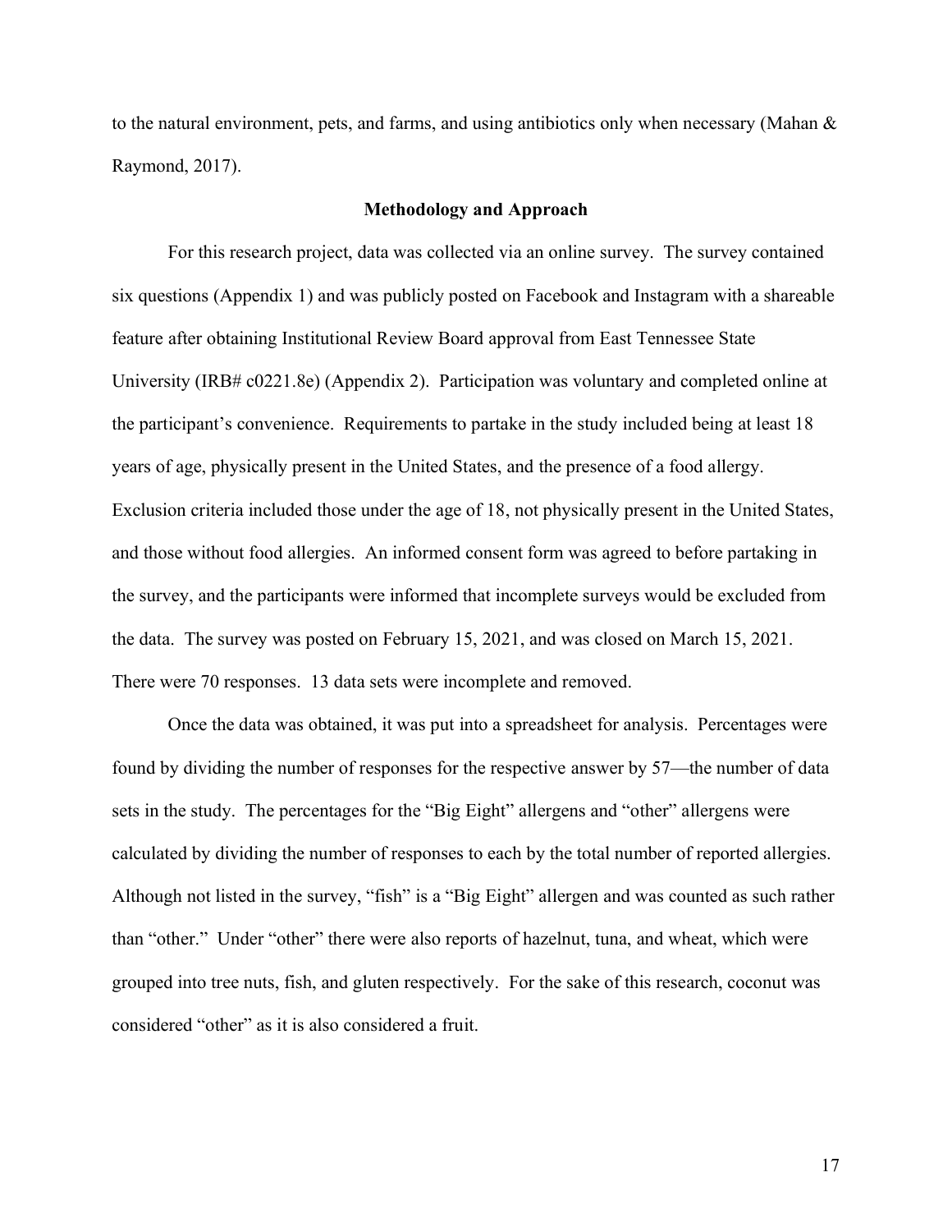to the natural environment, pets, and farms, and using antibiotics only when necessary (Mahan & Raymond, 2017).

## Methodology and Approach

For this research project, data was collected via an online survey. The survey contained six questions (Appendix 1) and was publicly posted on Facebook and Instagram with a shareable feature after obtaining Institutional Review Board approval from East Tennessee State University (IRB# c0221.8e) (Appendix 2). Participation was voluntary and completed online at the participant's convenience. Requirements to partake in the study included being at least 18 years of age, physically present in the United States, and the presence of a food allergy. Exclusion criteria included those under the age of 18, not physically present in the United States, and those without food allergies. An informed consent form was agreed to before partaking in the survey, and the participants were informed that incomplete surveys would be excluded from the data. The survey was posted on February 15, 2021, and was closed on March 15, 2021. There were 70 responses. 13 data sets were incomplete and removed.

Once the data was obtained, it was put into a spreadsheet for analysis. Percentages were found by dividing the number of responses for the respective answer by 57—the number of data sets in the study. The percentages for the "Big Eight" allergens and "other" allergens were calculated by dividing the number of responses to each by the total number of reported allergies. Although not listed in the survey, "fish" is a "Big Eight" allergen and was counted as such rather than "other." Under "other" there were also reports of hazelnut, tuna, and wheat, which were grouped into tree nuts, fish, and gluten respectively. For the sake of this research, coconut was considered "other" as it is also considered a fruit.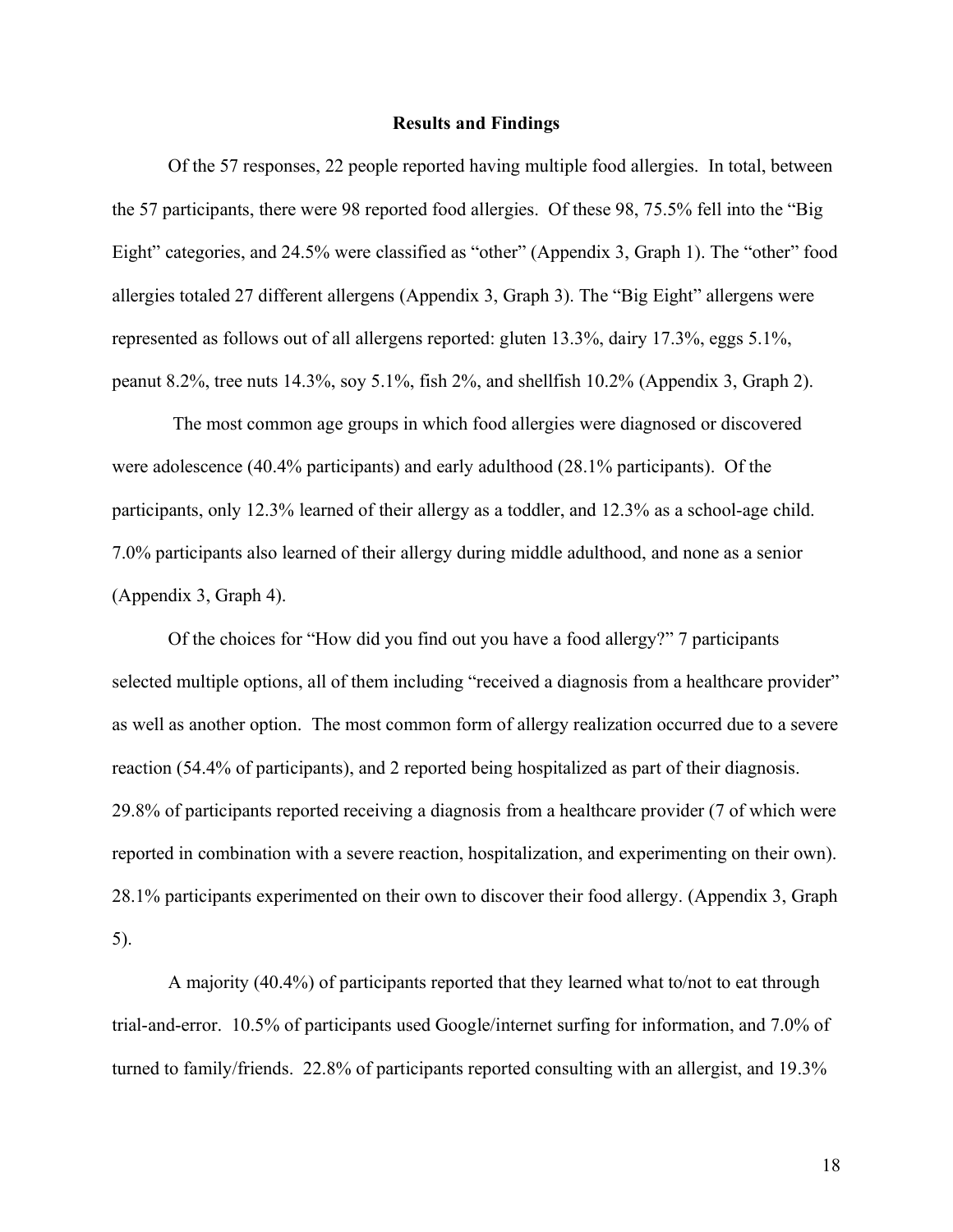**Results and Findings**

Of the 57 responses, 22 people reported having multiple food allergies. In total, between the 57 participants, there were 98 reported food allergies. Of these 98, 75.5% fell into the "Big Eight" categories, and 24.5% were classified as "other" (Appendix 3, Graph 1). The "other" food allergies totaled 27 different allergens (Appendix 3, Graph 3). The "Big Eight" allergens were represented as follows out of all allergens reported: gluten 13.3%, dairy 17.3%, eggs 5.1%, peanut 8.2%, tree nuts 14.3%, soy 5.1%, fish 2%, and shellfish 10.2% (Appendix 3, Graph 2).

The most common age groups in which food allergies were diagnosed or discovered were adolescence (40.4% participants) and early adulthood (28.1% participants). Of the participants, only 12.3% learned of their allergy as a toddler, and 12.3% as a school-age child. 7.0% participants also learned of their allergy during middle adulthood, and none as a senior (Appendix 3, Graph 4).

Of the choices for "How did you find out you have a food allergy?" 7 participants selected multiple options, all of them including "received a diagnosis from a healthcare provider" as well as another option. The most common form of allergy realization occurred due to a severe reaction (54.4% of participants), and 2 reported being hospitalized as part of their diagnosis. 29.8% of participants reported receiving a diagnosis from a healthcare provider (7 of which were reported in combination with a severe reaction, hospitalization, and experimenting on their own). 28.1% participants experimented on their own to discover their food allergy. (Appendix 3, Graph 5).

A majority (40.4%) of participants reported that they learned what to/not to eat through trial-and-error. 10.5% of participants used Google/internet surfing for information, and 7.0% of turned to family/friends. 22.8% of participants reported consulting with an allergist, and 19.3%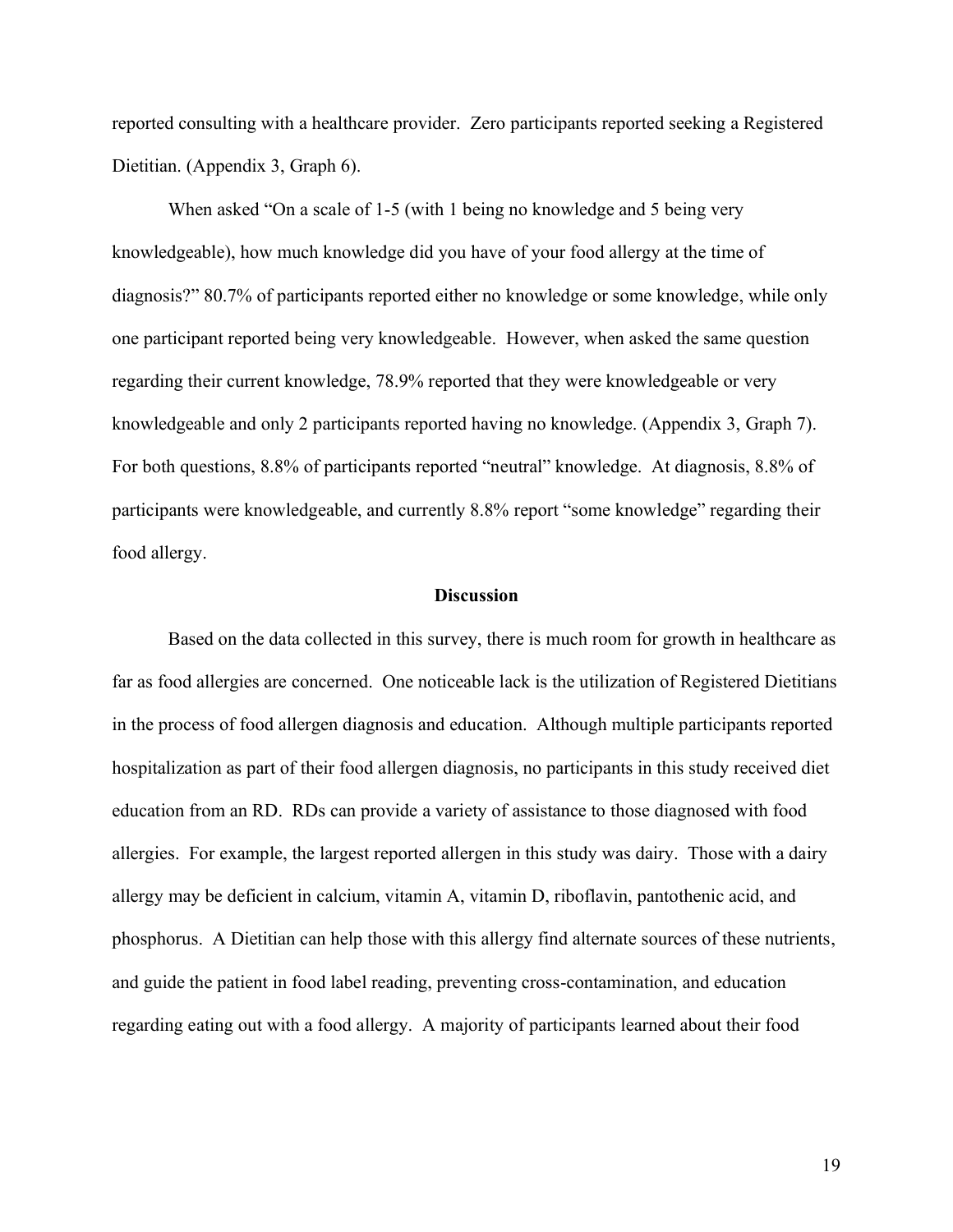reported consulting with a healthcare provider. Zero participants reported seeking a Registered Dietitian. (Appendix 3, Graph 6).

When asked "On a scale of 1-5 (with 1 being no knowledge and 5 being very knowledgeable), how much knowledge did you have of your food allergy at the time of diagnosis?" 80.7% of participants reported either no knowledge or some knowledge, while only one participant reported being very knowledgeable. However, when asked the same question regarding their current knowledge, 78.9% reported that they were knowledgeable or very knowledgeable and only 2 participants reported having no knowledge. (Appendix 3, Graph 7). For both questions, 8.8% of participants reported "neutral" knowledge. At diagnosis, 8.8% of participants were knowledgeable, and currently 8.8% report "some knowledge" regarding their food allergy.

## Discussion

Based on the data collected in this survey, there is much room for growth in healthcare as far as food allergies are concerned. One noticeable lack is the utilization of Registered Dietitians in the process of food allergen diagnosis and education. Although multiple participants reported hospitalization as part of their food allergen diagnosis, no participants in this study received diet education from an RD. RDs can provide a variety of assistance to those diagnosed with food allergies. For example, the largest reported allergen in this study was dairy. Those with a dairy allergy may be deficient in calcium, vitamin A, vitamin D, riboflavin, pantothenic acid, and phosphorus. A Dietitian can help those with this allergy find alternate sources of these nutrients, and guide the patient in food label reading, preventing cross-contamination, and education regarding eating out with a food allergy. A majority of participants learned about their food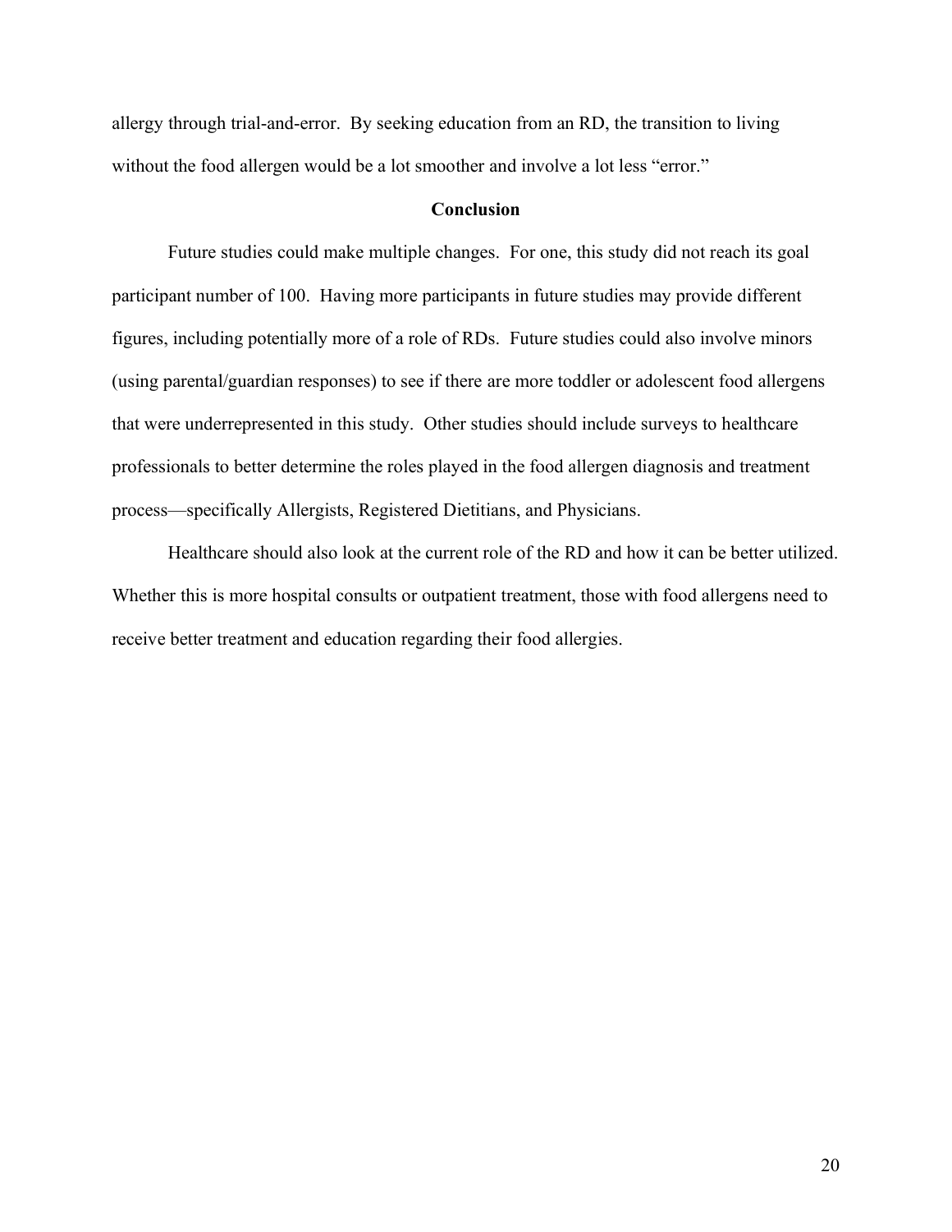allergy through trial-and-error. By seeking education from an RD, the transition to living without the food allergen would be a lot smoother and involve a lot less "error."

## Conclusion

Future studies could make multiple changes. For one, this study did not reach its goal participant number of 100. Having more participants in future studies may provide different figures, including potentially more of a role of RDs. Future studies could also involve minors (using parental/guardian responses) to see if there are more toddler or adolescent food allergens that were underrepresented in this study. Other studies should include surveys to healthcare professionals to better determine the roles played in the food allergen diagnosis and treatment process—specifically Allergists, Registered Dietitians, and Physicians.

Healthcare should also look at the current role of the RD and how it can be better utilized. Whether this is more hospital consults or outpatient treatment, those with food allergens need to receive better treatment and education regarding their food allergies.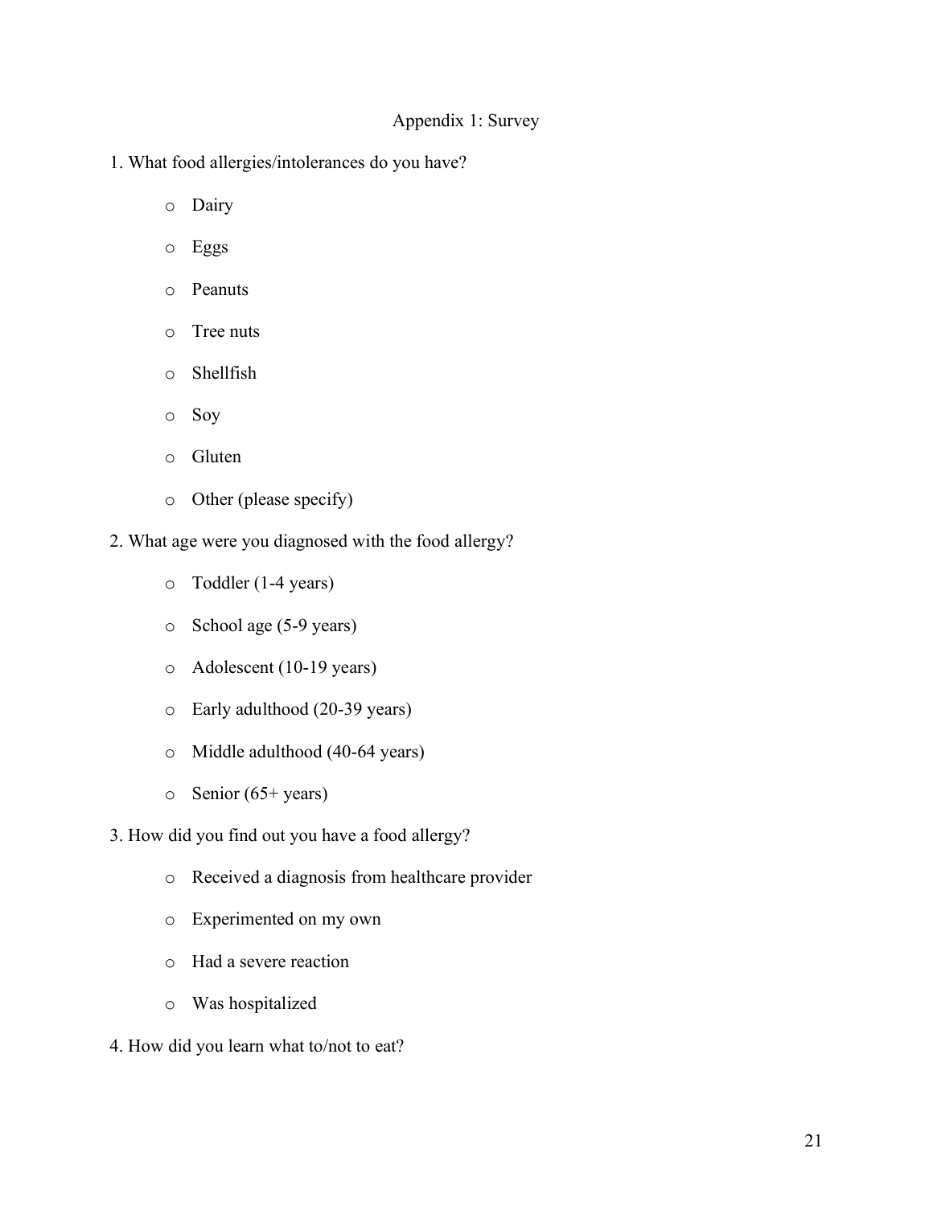## Appendix 1: Survey

1. What food allergies/intolerances do you have?

   - Dairy
   - Eggs
   - Peanuts
   - Tree nuts
   - Shellfish
   - Soy
   - Gluten
   - Other (please specify)

2. What age were you diagnosed with the food allergy?

   - Toddler (1-4 years)
   - School age (5-9 years)
   - Adolescent (10-19 years)
   - Early adulthood (20-39 years)
   - Middle adulthood (40-64 years)
   - Senior (65+ years)

3. How did you find out you have a food allergy?

   - Received a diagnosis from healthcare provider
   - Experimented on my own
   - Had a severe reaction
   - Was hospitalized

4. How did you learn what to/not to eat?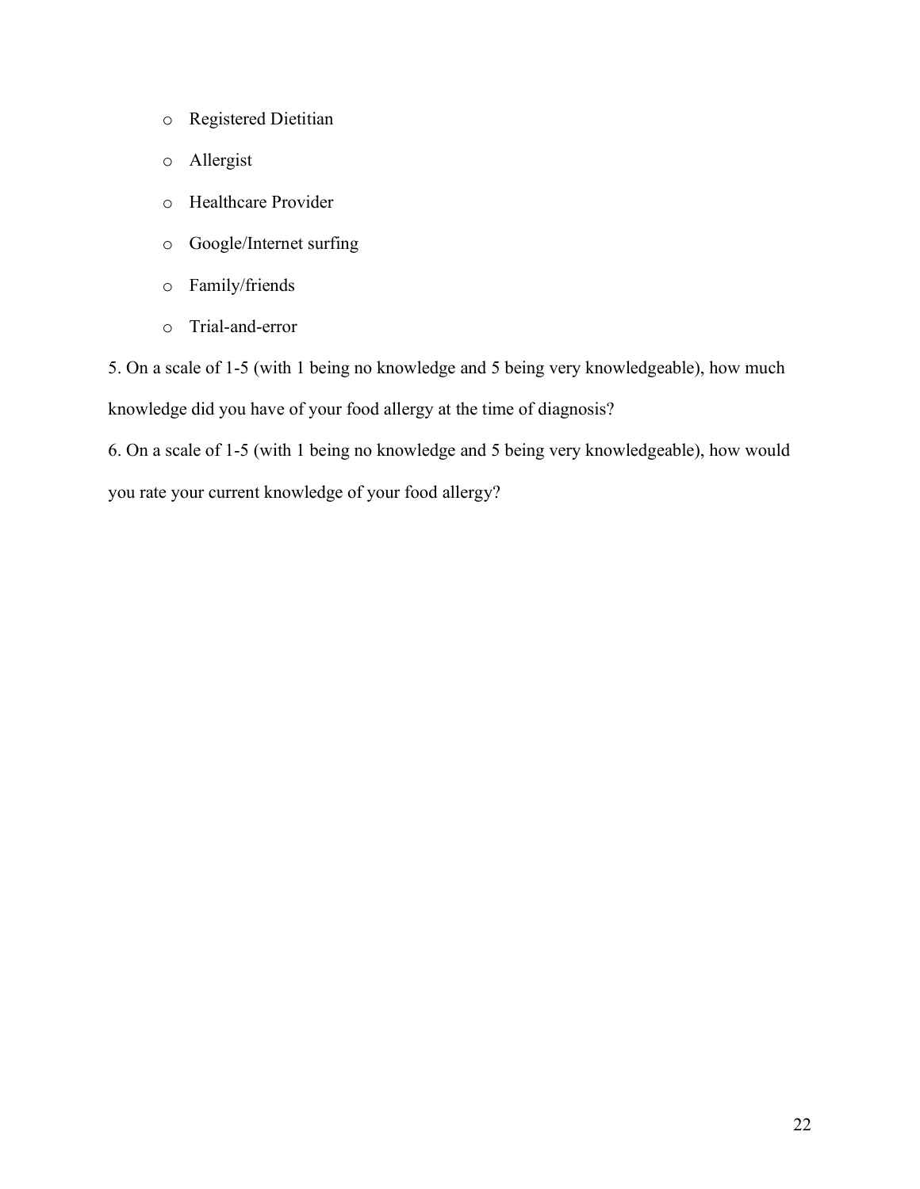- Registered Dietitian
- Allergist
- Healthcare Provider
- Google/Internet surfing
- Family/friends
- Trial-and-error

5. On a scale of 1-5 (with 1 being no knowledge and 5 being very knowledgeable), how much knowledge did you have of your food allergy at the time of diagnosis?

6. On a scale of 1-5 (with 1 being no knowledge and 5 being very knowledgeable), how would you rate your current knowledge of your food allergy?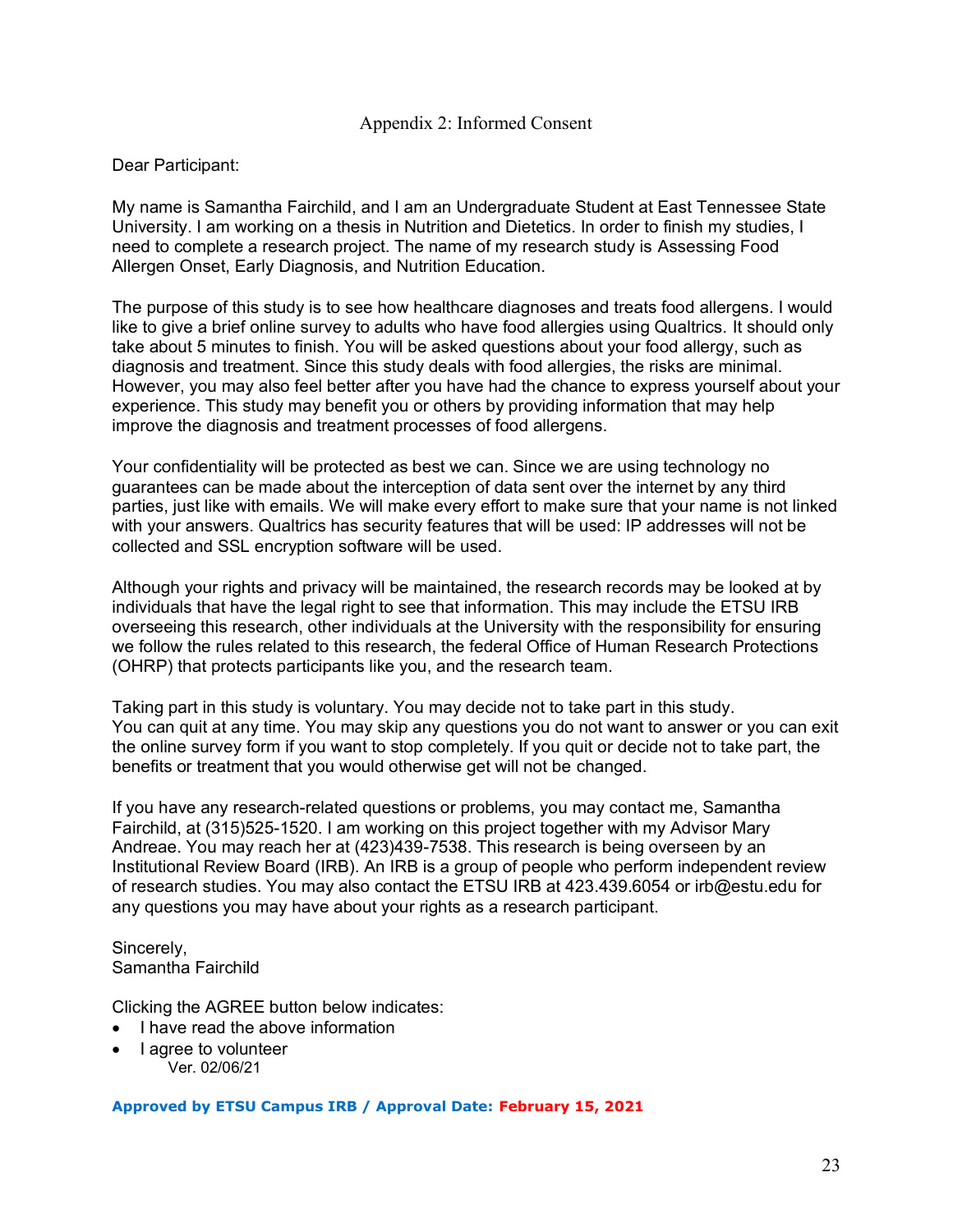## Appendix 2: Informed Consent

Dear Participant:

My name is Samantha Fairchild, and I am an Undergraduate Student at East Tennessee State University. I am working on a thesis in Nutrition and Dietetics. In order to finish my studies, I need to complete a research project. The name of my research study is Assessing Food Allergen Onset, Early Diagnosis, and Nutrition Education.

The purpose of this study is to see how healthcare diagnoses and treats food allergens. I would like to give a brief online survey to adults who have food allergies using Qualtrics. It should only take about 5 minutes to finish. You will be asked questions about your food allergy, such as diagnosis and treatment. Since this study deals with food allergies, the risks are minimal. However, you may also feel better after you have had the chance to express yourself about your experience. This study may benefit you or others by providing information that may help improve the diagnosis and treatment processes of food allergens.

Your confidentiality will be protected as best we can. Since we are using technology no guarantees can be made about the interception of data sent over the internet by any third parties, just like with emails. We will make every effort to make sure that your name is not linked with your answers. Qualtrics has security features that will be used: IP addresses will not be collected and SSL encryption software will be used.

Although your rights and privacy will be maintained, the research records may be looked at by individuals that have the legal right to see that information. This may include the ETSU IRB overseeing this research, other individuals at the University with the responsibility for ensuring we follow the rules related to this research, the federal Office of Human Research Protections (OHRP) that protects participants like you, and the research team.

Taking part in this study is voluntary. You may decide not to take part in this study. You can quit at any time. You may skip any questions you do not want to answer or you can exit the online survey form if you want to stop completely. If you quit or decide not to take part, the benefits or treatment that you would otherwise get will not be changed.

If you have any research-related questions or problems, you may contact me, Samantha Fairchild, at (315)525-1520. I am working on this project together with my Advisor Mary Andreae. You may reach her at (423)439-7538. This research is being overseen by an Institutional Review Board (IRB). An IRB is a group of people who perform independent review of research studies. You may also contact the ETSU IRB at 423.439.6054 or irb@estu.edu for any questions you may have about your rights as a research participant.

Sincerely,
Samantha Fairchild

Clicking the AGREE button below indicates:

- I have read the above information
- I agree to volunteer

Ver. 02/06/21

**Approved by ETSU Campus IRB / Approval Date: February 15, 2021**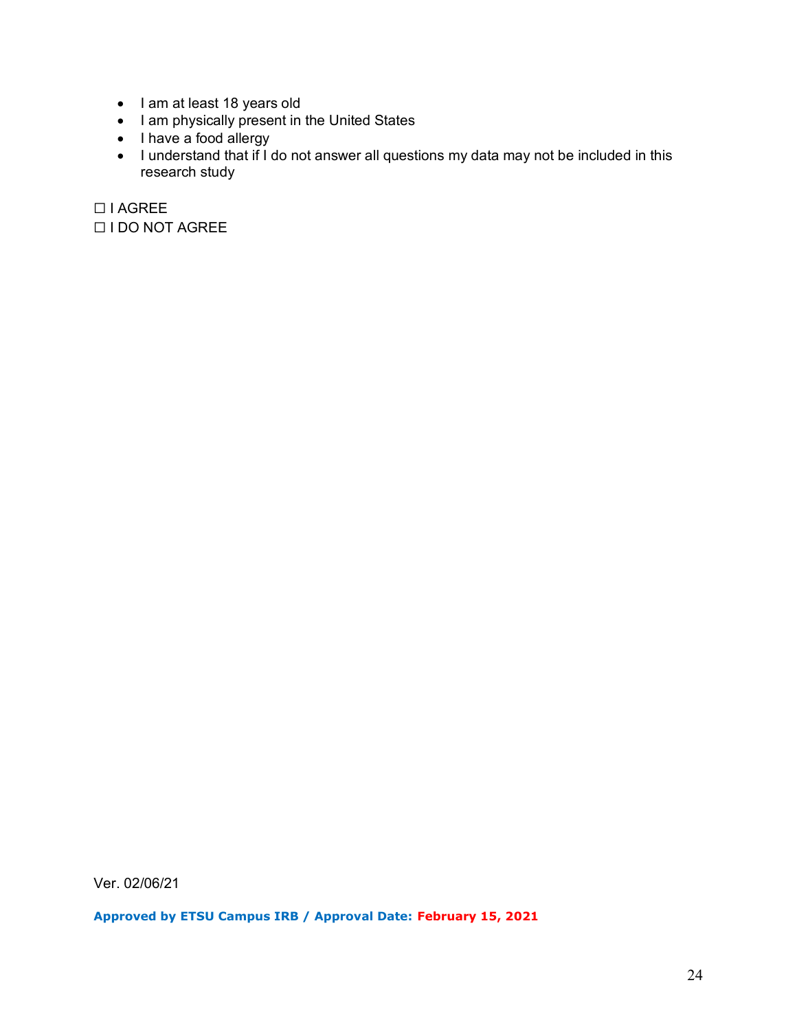- I am at least 18 years old
- I am physically present in the United States
- I have a food allergy
- I understand that if I do not answer all questions my data may not be included in this research study

☐ I AGREE
☐ I DO NOT AGREE

Ver. 02/06/21

**Approved by ETSU Campus IRB / Approval Date: February 15, 2021**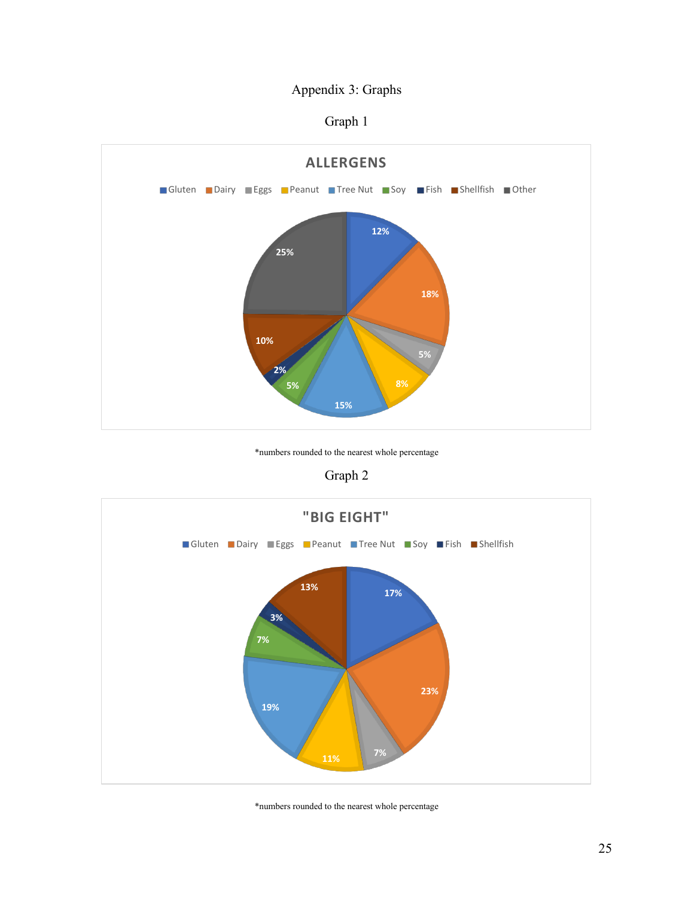# Appendix 3: Graphs

Graph 1

**ALLERGENS**

| Allergen | Percentage |
|---|---|
| Gluten | 12% |
| Dairy | 18% |
| Eggs | 5% |
| Peanut | 8% |
| Tree Nut | 15% |
| Soy | 5% |
| Fish | 2% |
| Shellfish | 10% |
| Other | 25% |

*numbers rounded to the nearest whole percentage

Graph 2

**"BIG EIGHT"**

| Allergen | Percentage |
|---|---|
| Gluten | 17% |
| Dairy | 23% |
| Eggs | 7% |
| Peanut | 11% |
| Tree Nut | 19% |
| Soy | 7% |
| Fish | 3% |
| Shellfish | 13% |

*numbers rounded to the nearest whole percentage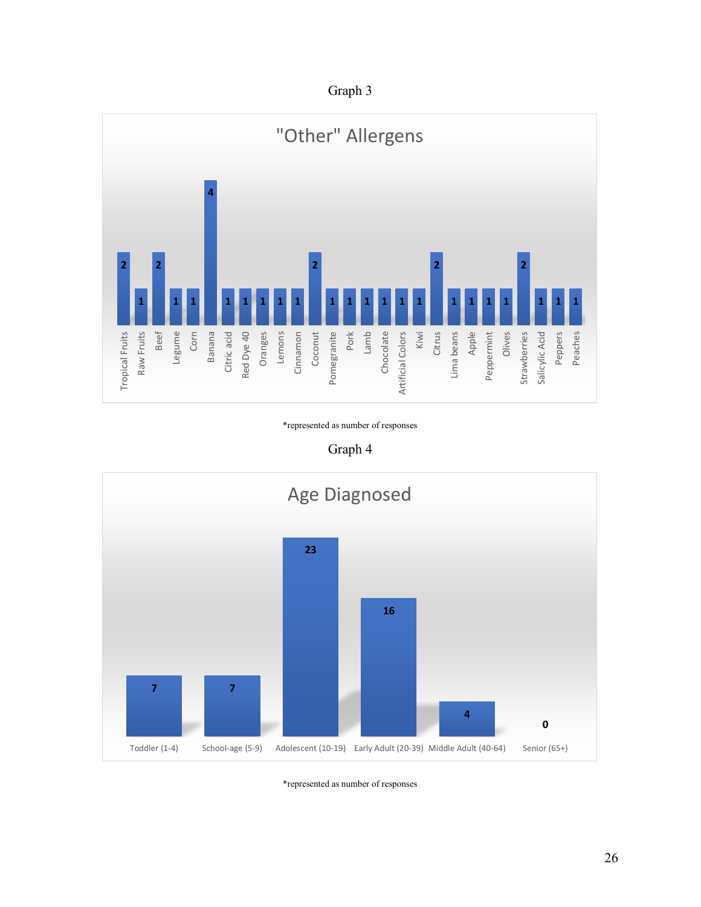Graph 3

"Other" Allergens

| Allergen | Responses |
| --- | --- |
| Tropical Fruits | 2 |
| Raw Fruits | 1 |
| Beef | 2 |
| Legume | 1 |
| Corn | 1 |
| Banana | 4 |
| Citric acid | 1 |
| Red Dye 40 | 1 |
| Oranges | 1 |
| Lemons | 1 |
| Cinnamon | 1 |
| Coconut | 2 |
| Pomegranite | 1 |
| Pork | 1 |
| Lamb | 1 |
| Chocolate | 1 |
| Artificial Colors | 1 |
| Kiwi | 1 |
| Citrus | 2 |
| Lima beans | 1 |
| Apple | 1 |
| Peppermint | 1 |
| Olives | 1 |
| Strawberries | 2 |
| Salicylic Acid | 1 |
| Peppers | 1 |
| Peaches | 1 |

*represented as number of responses

Graph 4

Age Diagnosed

| Age Group | Responses |
| --- | --- |
| Toddler (1-4) | 7 |
| School-age (5-9) | 7 |
| Adolescent (10-19) | 23 |
| Early Adult (20-39) | 16 |
| Middle Adult (40-64) | 4 |
| Senior (65+) | 0 |

*represented as number of responses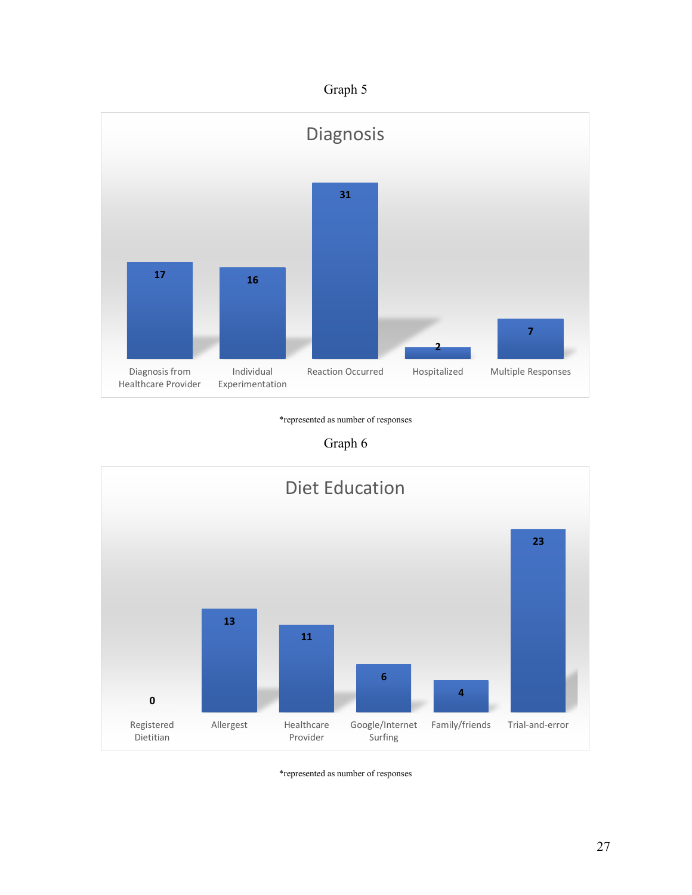Graph 5

**Diagnosis**

| Diagnosis from Healthcare Provider | Individual Experimentation | Reaction Occurred | Hospitalized | Multiple Responses |
|---|---|---|---|---|
| 17 | 16 | 31 | 2 | 7 |

*represented as number of responses

Graph 6

**Diet Education**

| Registered Dietitian | Allergest | Healthcare Provider | Google/Internet Surfing | Family/friends | Trial-and-error |
|---|---|---|---|---|---|
| 0 | 13 | 11 | 6 | 4 | 23 |

*represented as number of responses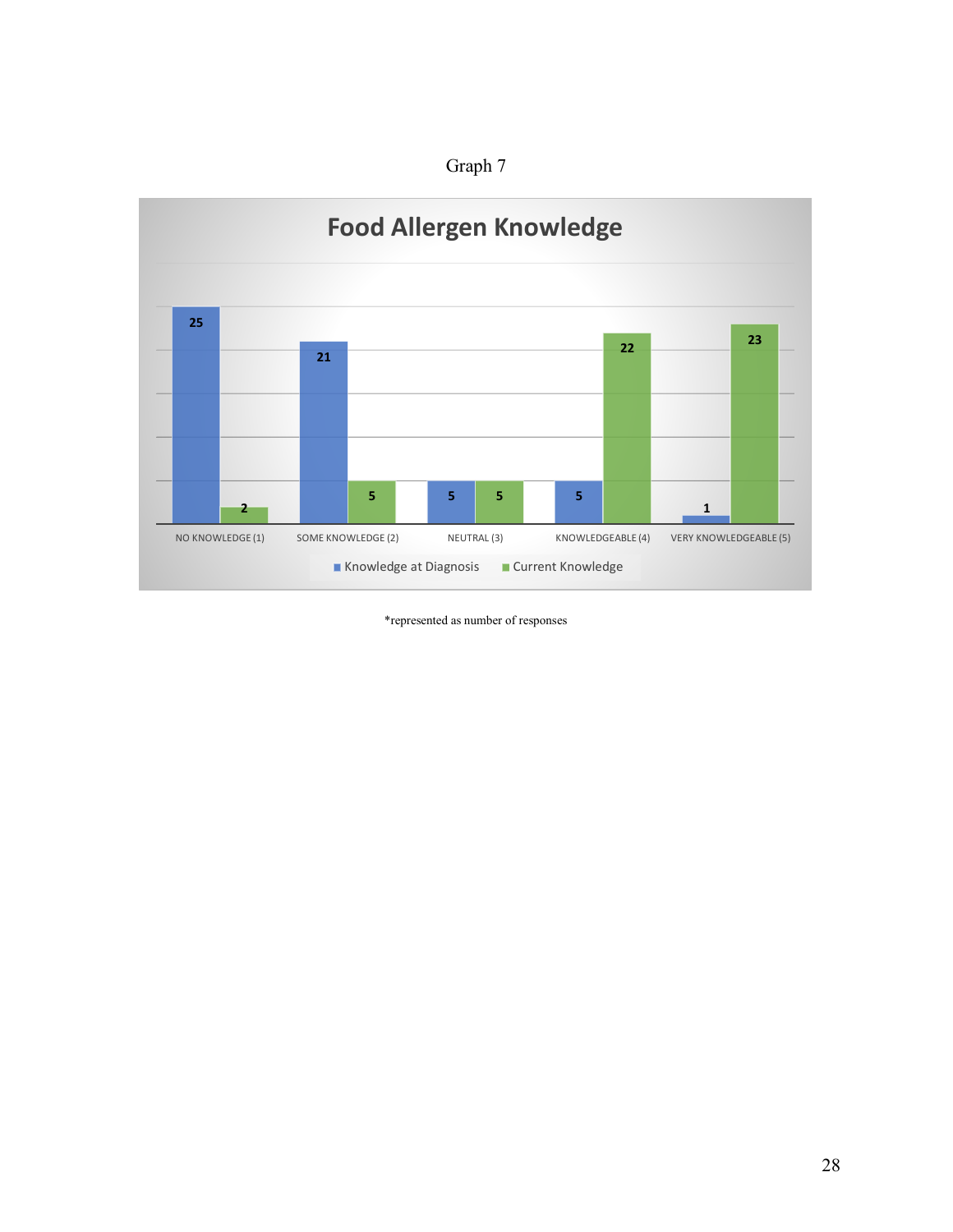Graph 7

**Food Allergen Knowledge**

| | Knowledge at Diagnosis | Current Knowledge |
|---|---|---|
| NO KNOWLEDGE (1) | 25 | 2 |
| SOME KNOWLEDGE (2) | 21 | 5 |
| NEUTRAL (3) | 5 | 5 |
| KNOWLEDGEABLE (4) | 5 | 22 |
| VERY KNOWLEDGEABLE (5) | 1 | 23 |

*represented as number of responses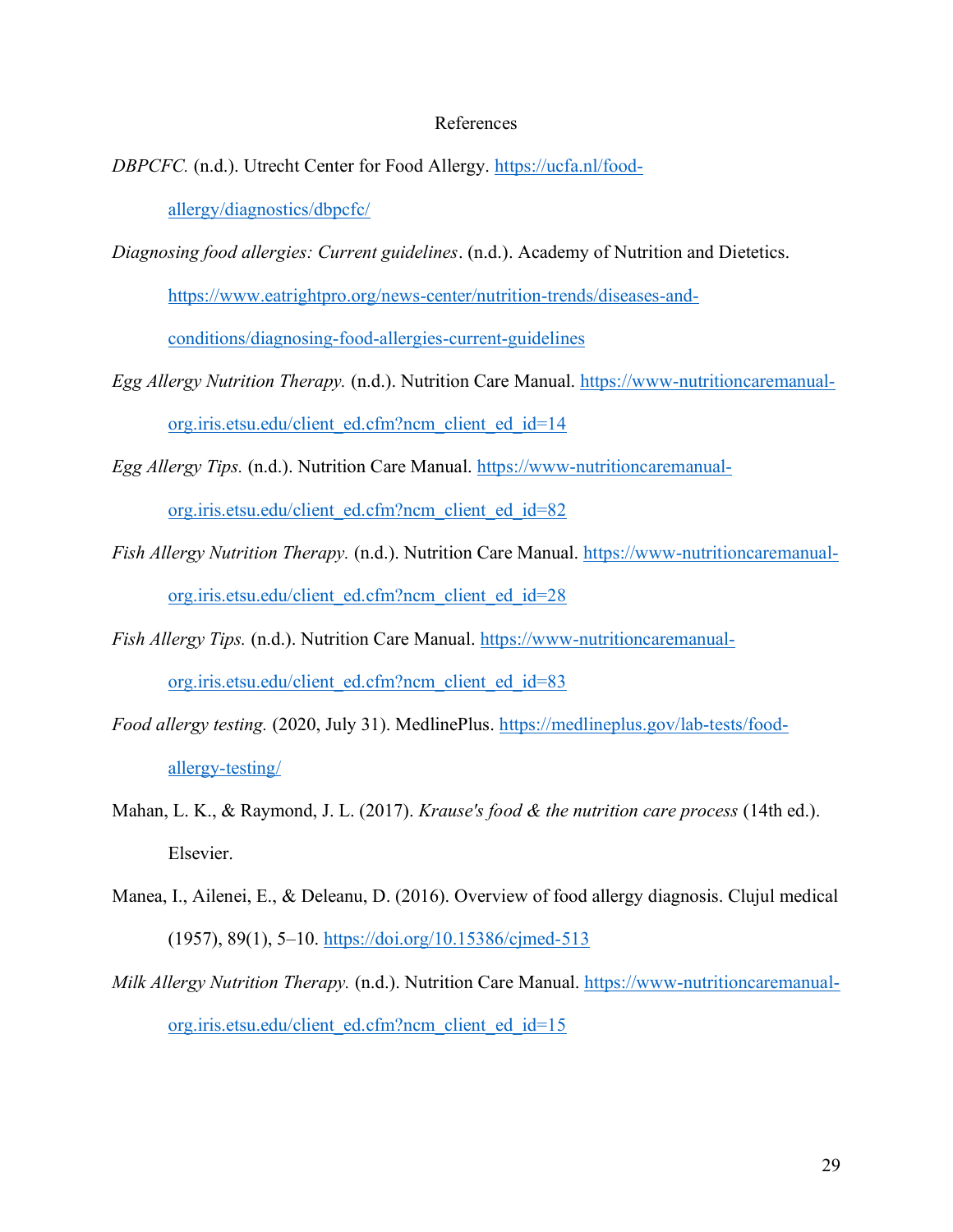# References

*DBPCFC.* (n.d.). Utrecht Center for Food Allergy. https://ucfa.nl/food-allergy/diagnostics/dbpcfc/

*Diagnosing food allergies: Current guidelines*. (n.d.). Academy of Nutrition and Dietetics. https://www.eatrightpro.org/news-center/nutrition-trends/diseases-and-conditions/diagnosing-food-allergies-current-guidelines

*Egg Allergy Nutrition Therapy.* (n.d.). Nutrition Care Manual. https://www-nutritioncaremanual-org.iris.etsu.edu/client_ed.cfm?ncm_client_ed_id=14

*Egg Allergy Tips.* (n.d.). Nutrition Care Manual. https://www-nutritioncaremanual-org.iris.etsu.edu/client_ed.cfm?ncm_client_ed_id=82

*Fish Allergy Nutrition Therapy.* (n.d.). Nutrition Care Manual. https://www-nutritioncaremanual-org.iris.etsu.edu/client_ed.cfm?ncm_client_ed_id=28

*Fish Allergy Tips.* (n.d.). Nutrition Care Manual. https://www-nutritioncaremanual-org.iris.etsu.edu/client_ed.cfm?ncm_client_ed_id=83

*Food allergy testing.* (2020, July 31). MedlinePlus. https://medlineplus.gov/lab-tests/food-allergy-testing/

Mahan, L. K., & Raymond, J. L. (2017). *Krause's food & the nutrition care process* (14th ed.). Elsevier.

Manea, I., Ailenei, E., & Deleanu, D. (2016). Overview of food allergy diagnosis. Clujul medical (1957), 89(1), 5–10. https://doi.org/10.15386/cjmed-513

*Milk Allergy Nutrition Therapy.* (n.d.). Nutrition Care Manual. https://www-nutritioncaremanual-org.iris.etsu.edu/client_ed.cfm?ncm_client_ed_id=15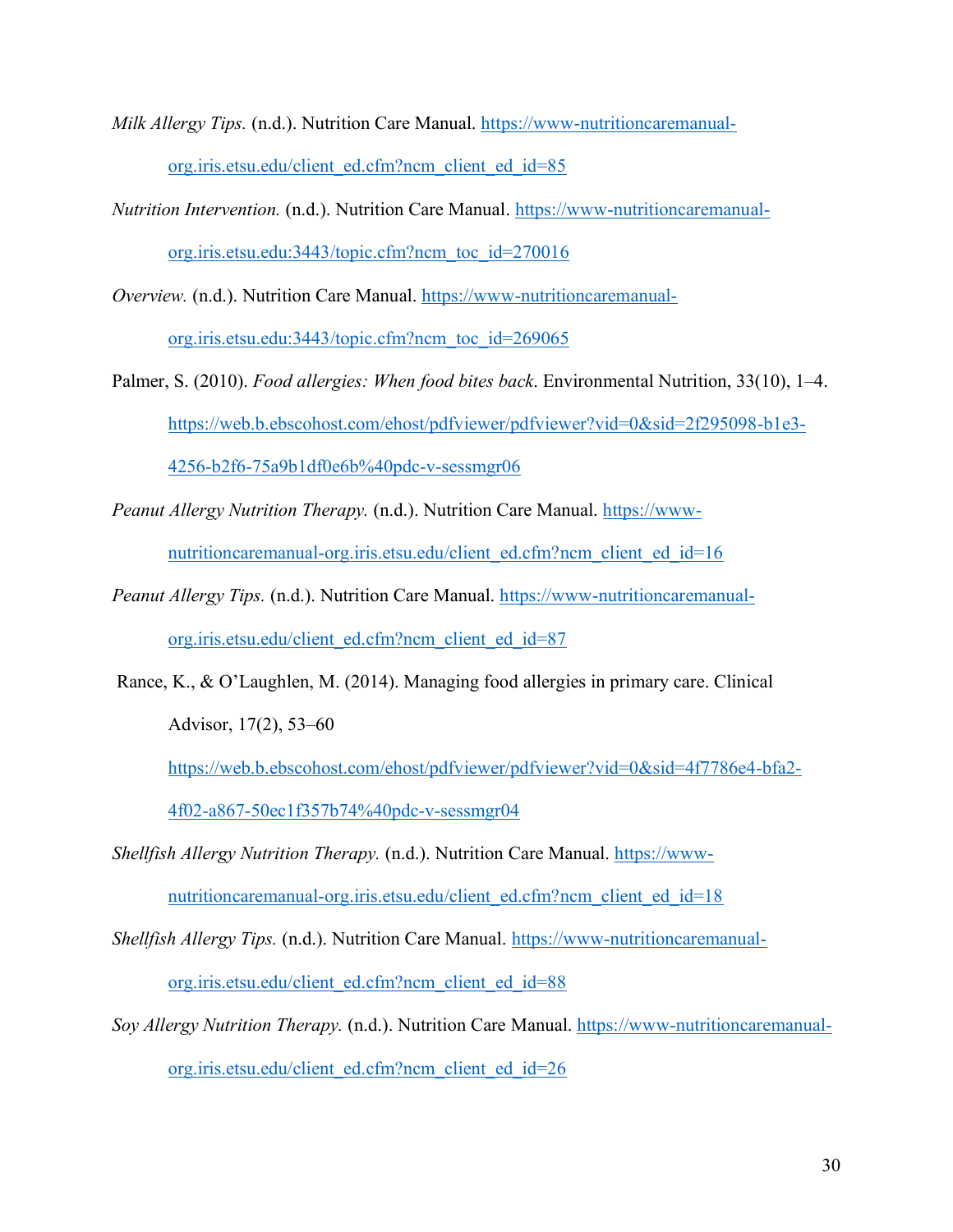*Milk Allergy Tips.* (n.d.). Nutrition Care Manual. https://www-nutritioncaremanual-org.iris.etsu.edu/client_ed.cfm?ncm_client_ed_id=85

*Nutrition Intervention.* (n.d.). Nutrition Care Manual. https://www-nutritioncaremanual-org.iris.etsu.edu:3443/topic.cfm?ncm_toc_id=270016

*Overview.* (n.d.). Nutrition Care Manual. https://www-nutritioncaremanual-org.iris.etsu.edu:3443/topic.cfm?ncm_toc_id=269065

Palmer, S. (2010). *Food allergies: When food bites back*. Environmental Nutrition, 33(10), 1–4. https://web.b.ebscohost.com/ehost/pdfviewer/pdfviewer?vid=0&sid=2f295098-b1e3-4256-b2f6-75a9b1df0e6b%40pdc-v-sessmgr06

*Peanut Allergy Nutrition Therapy.* (n.d.). Nutrition Care Manual. https://www-nutritioncaremanual-org.iris.etsu.edu/client_ed.cfm?ncm_client_ed_id=16

*Peanut Allergy Tips.* (n.d.). Nutrition Care Manual. https://www-nutritioncaremanual-org.iris.etsu.edu/client_ed.cfm?ncm_client_ed_id=87

Rance, K., & O'Laughlen, M. (2014). Managing food allergies in primary care. Clinical Advisor, 17(2), 53–60 https://web.b.ebscohost.com/ehost/pdfviewer/pdfviewer?vid=0&sid=4f7786e4-bfa2-4f02-a867-50ec1f357b74%40pdc-v-sessmgr04

*Shellfish Allergy Nutrition Therapy.* (n.d.). Nutrition Care Manual. https://www-nutritioncaremanual-org.iris.etsu.edu/client_ed.cfm?ncm_client_ed_id=18

*Shellfish Allergy Tips.* (n.d.). Nutrition Care Manual. https://www-nutritioncaremanual-org.iris.etsu.edu/client_ed.cfm?ncm_client_ed_id=88

*Soy Allergy Nutrition Therapy.* (n.d.). Nutrition Care Manual. https://www-nutritioncaremanual-org.iris.etsu.edu/client_ed.cfm?ncm_client_ed_id=26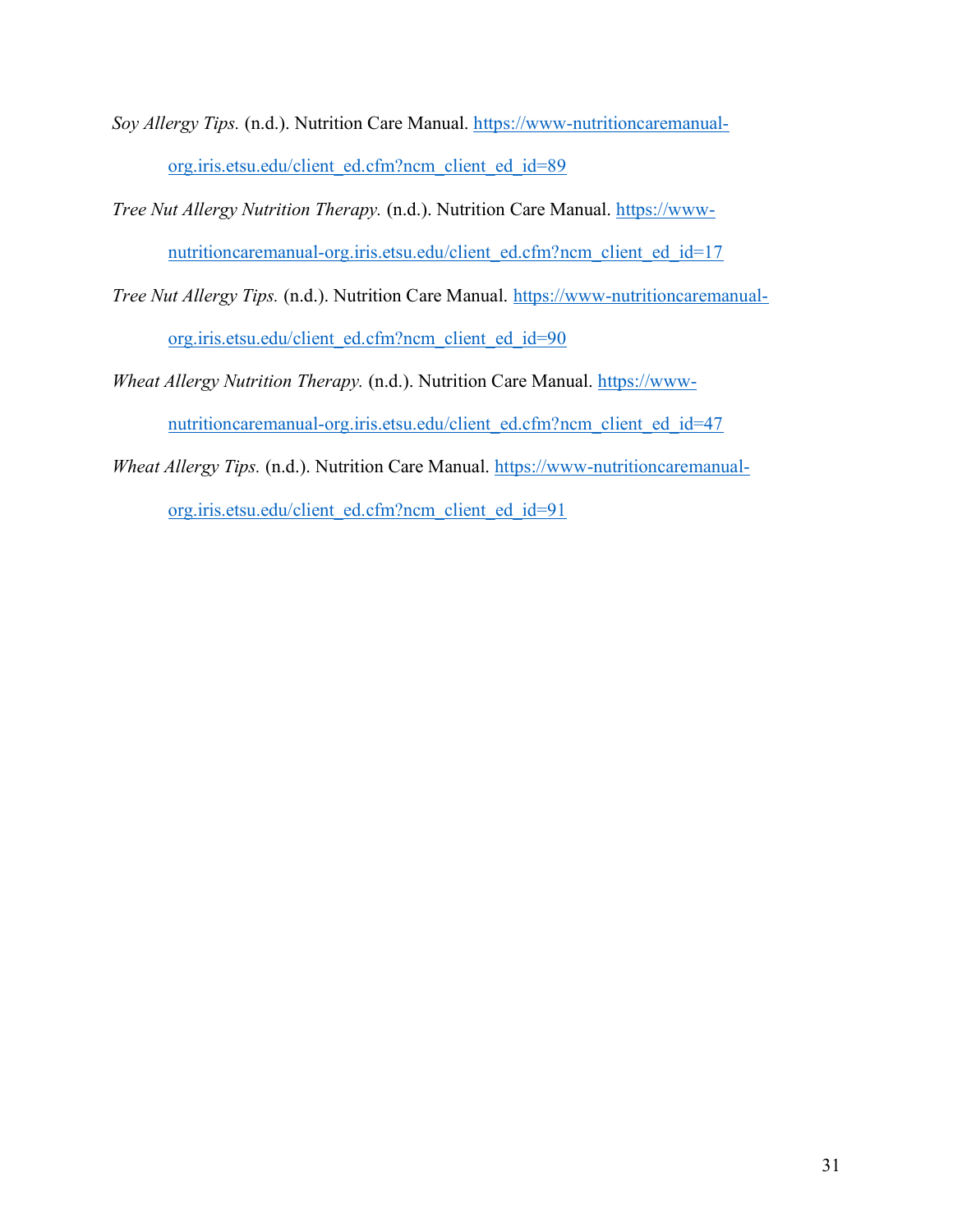*Soy Allergy Tips.* (n.d.). Nutrition Care Manual. https://www-nutritioncaremanual-org.iris.etsu.edu/client_ed.cfm?ncm_client_ed_id=89

*Tree Nut Allergy Nutrition Therapy.* (n.d.). Nutrition Care Manual. https://www-nutritioncaremanual-org.iris.etsu.edu/client_ed.cfm?ncm_client_ed_id=17

*Tree Nut Allergy Tips.* (n.d.). Nutrition Care Manual. https://www-nutritioncaremanual-org.iris.etsu.edu/client_ed.cfm?ncm_client_ed_id=90

*Wheat Allergy Nutrition Therapy.* (n.d.). Nutrition Care Manual. https://www-nutritioncaremanual-org.iris.etsu.edu/client_ed.cfm?ncm_client_ed_id=47

*Wheat Allergy Tips.* (n.d.). Nutrition Care Manual. https://www-nutritioncaremanual-org.iris.etsu.edu/client_ed.cfm?ncm_client_ed_id=91